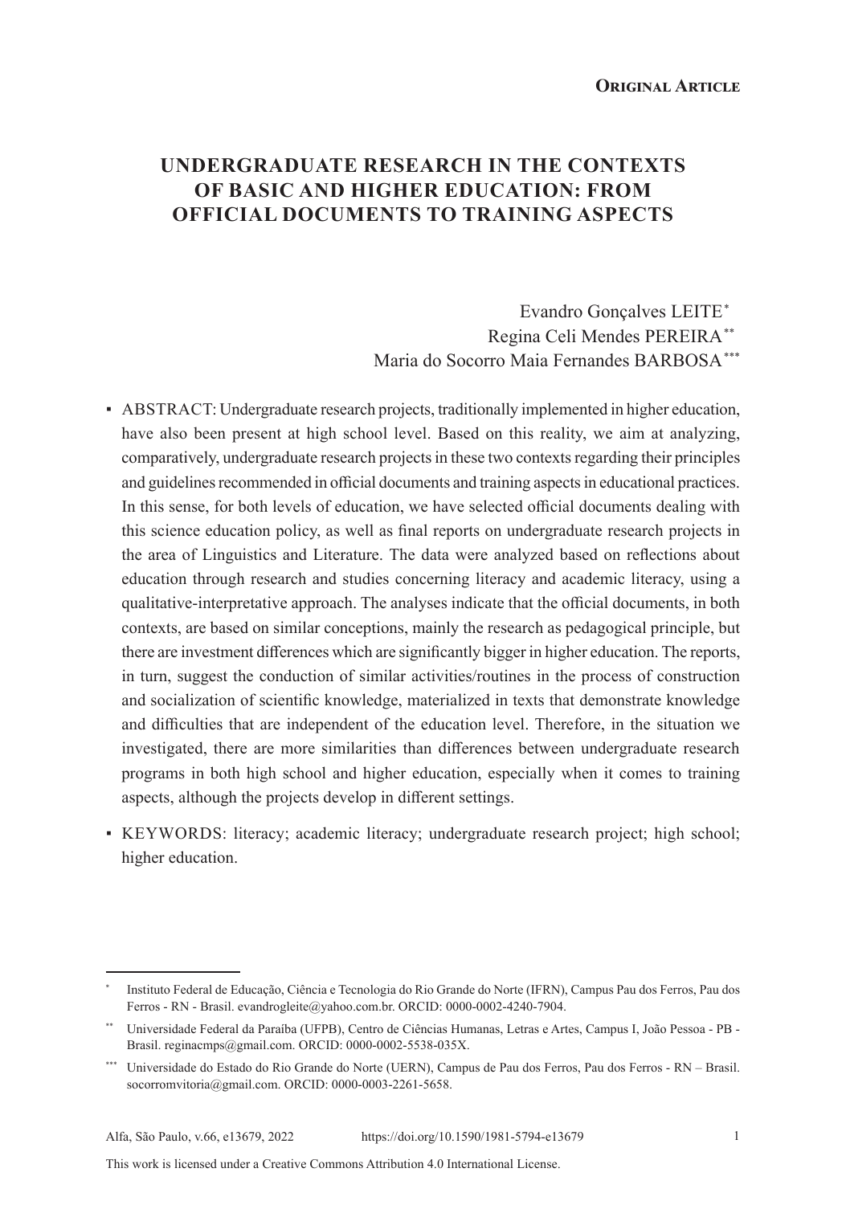**Original Article**

# UNDERGRADUATE RESEARCH IN THE CONTEXTS OF BASIC AND HIGHER EDUCATION: FROM OFFICIAL DOCUMENTS TO TRAINING ASPECTS

Evandro Gonçalves LEITE[*]
Regina Celi Mendes PEREIRA[**]
Maria do Socorro Maia Fernandes BARBOSA[***]

- ABSTRACT: Undergraduate research projects, traditionally implemented in higher education, have also been present at high school level. Based on this reality, we aim at analyzing, comparatively, undergraduate research projects in these two contexts regarding their principles and guidelines recommended in official documents and training aspects in educational practices. In this sense, for both levels of education, we have selected official documents dealing with this science education policy, as well as final reports on undergraduate research projects in the area of Linguistics and Literature. The data were analyzed based on reflections about education through research and studies concerning literacy and academic literacy, using a qualitative-interpretative approach. The analyses indicate that the official documents, in both contexts, are based on similar conceptions, mainly the research as pedagogical principle, but there are investment differences which are significantly bigger in higher education. The reports, in turn, suggest the conduction of similar activities/routines in the process of construction and socialization of scientific knowledge, materialized in texts that demonstrate knowledge and difficulties that are independent of the education level. Therefore, in the situation we investigated, there are more similarities than differences between undergraduate research programs in both high school and higher education, especially when it comes to training aspects, although the projects develop in different settings.

- KEYWORDS: literacy; academic literacy; undergraduate research project; high school; higher education.

---

[*] Instituto Federal de Educação, Ciência e Tecnologia do Rio Grande do Norte (IFRN), Campus Pau dos Ferros, Pau dos Ferros - RN - Brasil. evandrogleite@yahoo.com.br. ORCID: 0000-0002-4240-7904.

[**] Universidade Federal da Paraíba (UFPB), Centro de Ciências Humanas, Letras e Artes, Campus I, João Pessoa - PB - Brasil. reginacmps@gmail.com. ORCID: 0000-0002-5538-035X.

[***] Universidade do Estado do Rio Grande do Norte (UERN), Campus de Pau dos Ferros, Pau dos Ferros - RN – Brasil. socorromvitoria@gmail.com. ORCID: 0000-0003-2261-5658.

This work is licensed under a Creative Commons Attribution 4.0 International License.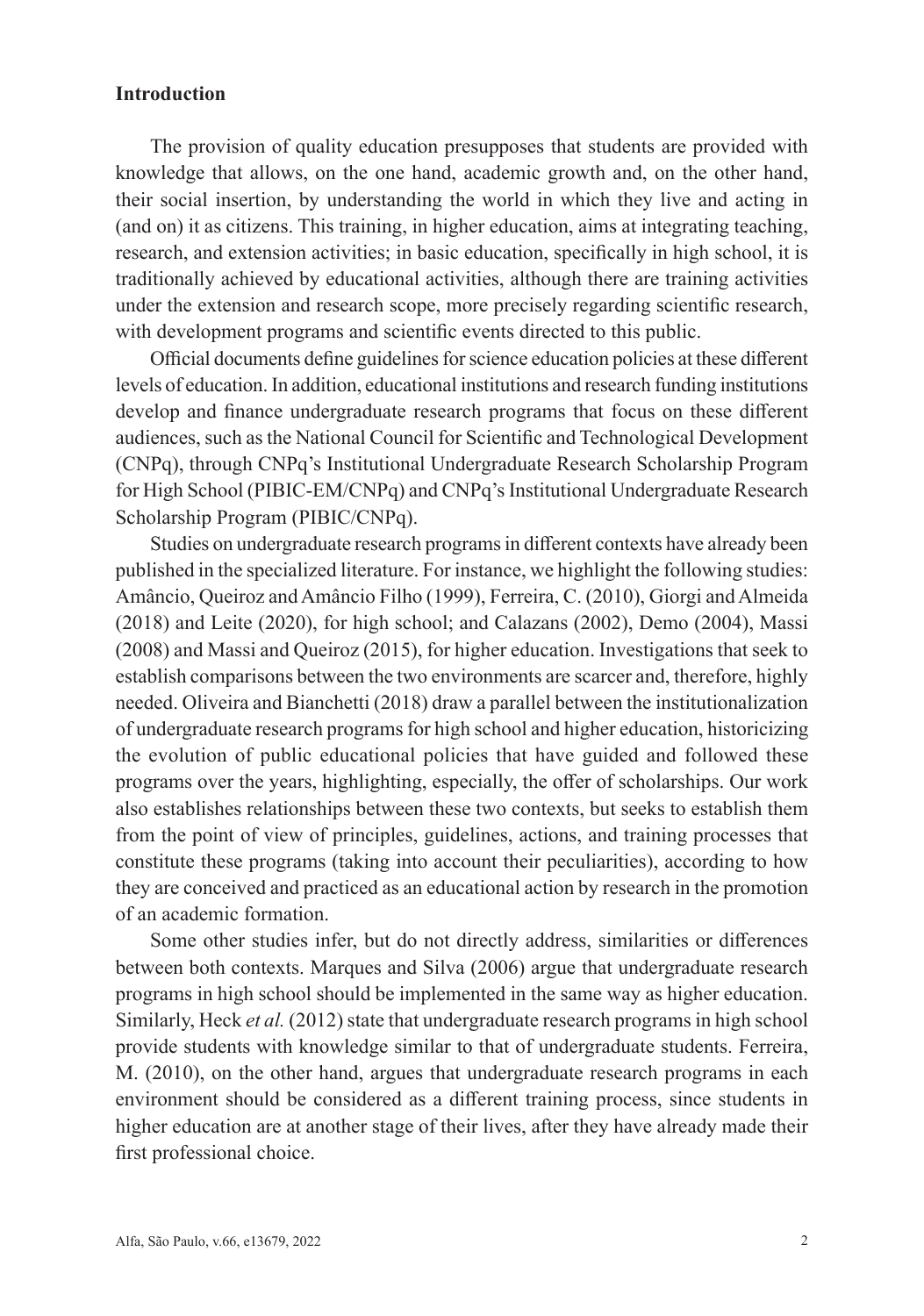## Introduction

The provision of quality education presupposes that students are provided with knowledge that allows, on the one hand, academic growth and, on the other hand, their social insertion, by understanding the world in which they live and acting in (and on) it as citizens. This training, in higher education, aims at integrating teaching, research, and extension activities; in basic education, specifically in high school, it is traditionally achieved by educational activities, although there are training activities under the extension and research scope, more precisely regarding scientific research, with development programs and scientific events directed to this public.

Official documents define guidelines for science education policies at these different levels of education. In addition, educational institutions and research funding institutions develop and finance undergraduate research programs that focus on these different audiences, such as the National Council for Scientific and Technological Development (CNPq), through CNPq's Institutional Undergraduate Research Scholarship Program for High School (PIBIC-EM/CNPq) and CNPq's Institutional Undergraduate Research Scholarship Program (PIBIC/CNPq).

Studies on undergraduate research programs in different contexts have already been published in the specialized literature. For instance, we highlight the following studies: Amâncio, Queiroz and Amâncio Filho (1999), Ferreira, C. (2010), Giorgi and Almeida (2018) and Leite (2020), for high school; and Calazans (2002), Demo (2004), Massi (2008) and Massi and Queiroz (2015), for higher education. Investigations that seek to establish comparisons between the two environments are scarcer and, therefore, highly needed. Oliveira and Bianchetti (2018) draw a parallel between the institutionalization of undergraduate research programs for high school and higher education, historicizing the evolution of public educational policies that have guided and followed these programs over the years, highlighting, especially, the offer of scholarships. Our work also establishes relationships between these two contexts, but seeks to establish them from the point of view of principles, guidelines, actions, and training processes that constitute these programs (taking into account their peculiarities), according to how they are conceived and practiced as an educational action by research in the promotion of an academic formation.

Some other studies infer, but do not directly address, similarities or differences between both contexts. Marques and Silva (2006) argue that undergraduate research programs in high school should be implemented in the same way as higher education. Similarly, Heck *et al.* (2012) state that undergraduate research programs in high school provide students with knowledge similar to that of undergraduate students. Ferreira, M. (2010), on the other hand, argues that undergraduate research programs in each environment should be considered as a different training process, since students in higher education are at another stage of their lives, after they have already made their first professional choice.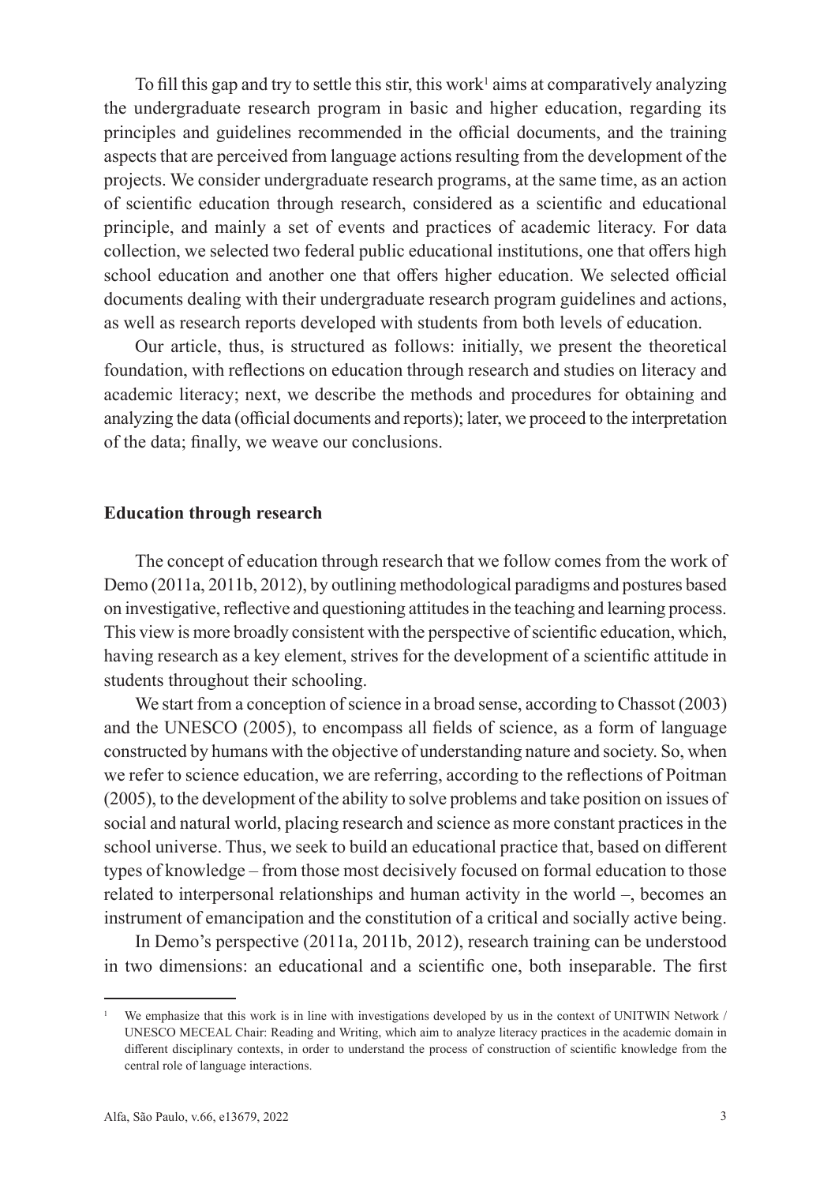To fill this gap and try to settle this stir, this work[1] aims at comparatively analyzing the undergraduate research program in basic and higher education, regarding its principles and guidelines recommended in the official documents, and the training aspects that are perceived from language actions resulting from the development of the projects. We consider undergraduate research programs, at the same time, as an action of scientific education through research, considered as a scientific and educational principle, and mainly a set of events and practices of academic literacy. For data collection, we selected two federal public educational institutions, one that offers high school education and another one that offers higher education. We selected official documents dealing with their undergraduate research program guidelines and actions, as well as research reports developed with students from both levels of education.

Our article, thus, is structured as follows: initially, we present the theoretical foundation, with reflections on education through research and studies on literacy and academic literacy; next, we describe the methods and procedures for obtaining and analyzing the data (official documents and reports); later, we proceed to the interpretation of the data; finally, we weave our conclusions.

## Education through research

The concept of education through research that we follow comes from the work of Demo (2011a, 2011b, 2012), by outlining methodological paradigms and postures based on investigative, reflective and questioning attitudes in the teaching and learning process. This view is more broadly consistent with the perspective of scientific education, which, having research as a key element, strives for the development of a scientific attitude in students throughout their schooling.

We start from a conception of science in a broad sense, according to Chassot (2003) and the UNESCO (2005), to encompass all fields of science, as a form of language constructed by humans with the objective of understanding nature and society. So, when we refer to science education, we are referring, according to the reflections of Poitman (2005), to the development of the ability to solve problems and take position on issues of social and natural world, placing research and science as more constant practices in the school universe. Thus, we seek to build an educational practice that, based on different types of knowledge – from those most decisively focused on formal education to those related to interpersonal relationships and human activity in the world –, becomes an instrument of emancipation and the constitution of a critical and socially active being.

In Demo's perspective (2011a, 2011b, 2012), research training can be understood in two dimensions: an educational and a scientific one, both inseparable. The first

[1] We emphasize that this work is in line with investigations developed by us in the context of UNITWIN Network / UNESCO MECEAL Chair: Reading and Writing, which aim to analyze literacy practices in the academic domain in different disciplinary contexts, in order to understand the process of construction of scientific knowledge from the central role of language interactions.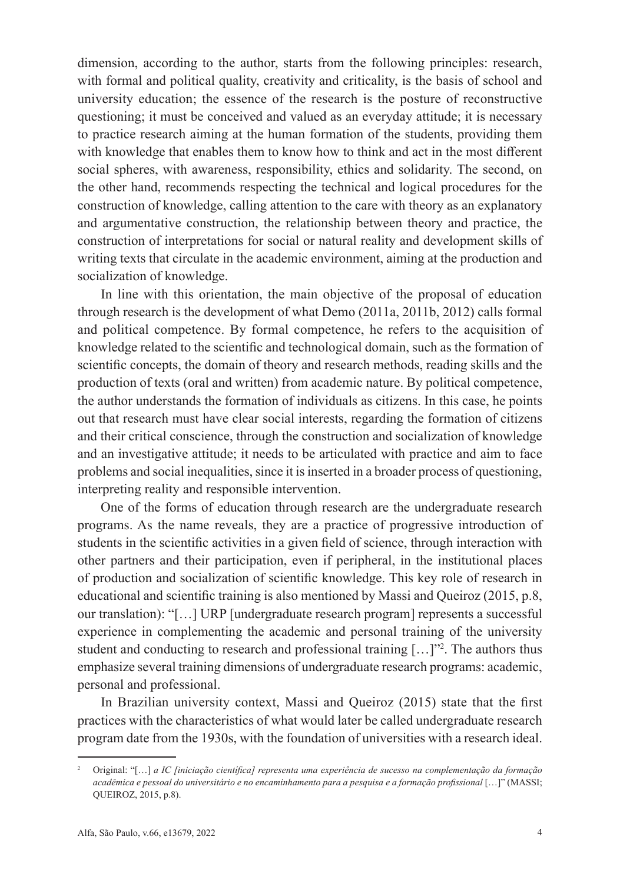dimension, according to the author, starts from the following principles: research, with formal and political quality, creativity and criticality, is the basis of school and university education; the essence of the research is the posture of reconstructive questioning; it must be conceived and valued as an everyday attitude; it is necessary to practice research aiming at the human formation of the students, providing them with knowledge that enables them to know how to think and act in the most different social spheres, with awareness, responsibility, ethics and solidarity. The second, on the other hand, recommends respecting the technical and logical procedures for the construction of knowledge, calling attention to the care with theory as an explanatory and argumentative construction, the relationship between theory and practice, the construction of interpretations for social or natural reality and development skills of writing texts that circulate in the academic environment, aiming at the production and socialization of knowledge.

In line with this orientation, the main objective of the proposal of education through research is the development of what Demo (2011a, 2011b, 2012) calls formal and political competence. By formal competence, he refers to the acquisition of knowledge related to the scientific and technological domain, such as the formation of scientific concepts, the domain of theory and research methods, reading skills and the production of texts (oral and written) from academic nature. By political competence, the author understands the formation of individuals as citizens. In this case, he points out that research must have clear social interests, regarding the formation of citizens and their critical conscience, through the construction and socialization of knowledge and an investigative attitude; it needs to be articulated with practice and aim to face problems and social inequalities, since it is inserted in a broader process of questioning, interpreting reality and responsible intervention.

One of the forms of education through research are the undergraduate research programs. As the name reveals, they are a practice of progressive introduction of students in the scientific activities in a given field of science, through interaction with other partners and their participation, even if peripheral, in the institutional places of production and socialization of scientific knowledge. This key role of research in educational and scientific training is also mentioned by Massi and Queiroz (2015, p.8, our translation): "[…] URP [undergraduate research program] represents a successful experience in complementing the academic and personal training of the university student and conducting to research and professional training […]"[2]. The authors thus emphasize several training dimensions of undergraduate research programs: academic, personal and professional.

In Brazilian university context, Massi and Queiroz (2015) state that the first practices with the characteristics of what would later be called undergraduate research program date from the 1930s, with the foundation of universities with a research ideal.

---

[2] Original: "[…] *a IC [iniciação científica] representa uma experiência de sucesso na complementação da formação acadêmica e pessoal do universitário e no encaminhamento para a pesquisa e a formação profissional* […]" (MASSI; QUEIROZ, 2015, p.8).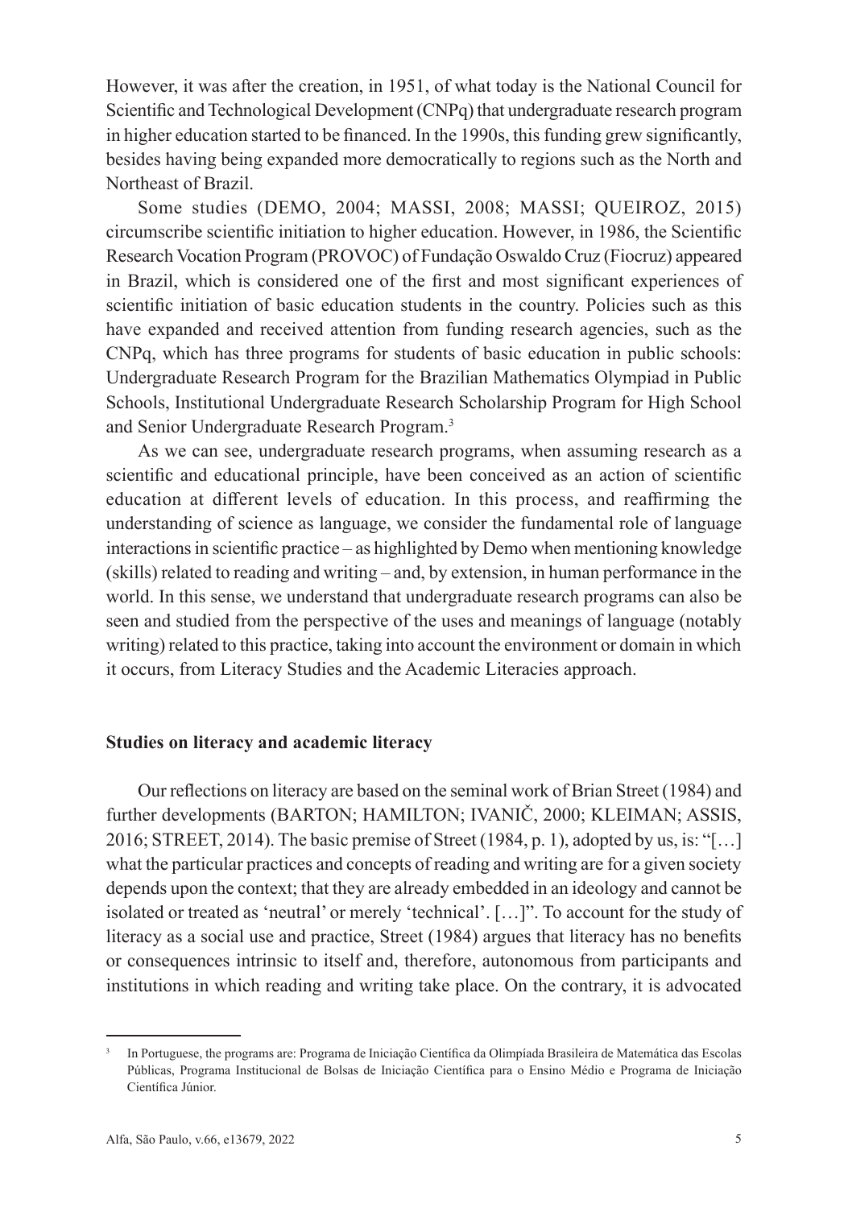However, it was after the creation, in 1951, of what today is the National Council for Scientific and Technological Development (CNPq) that undergraduate research program in higher education started to be financed. In the 1990s, this funding grew significantly, besides having being expanded more democratically to regions such as the North and Northeast of Brazil.

Some studies (DEMO, 2004; MASSI, 2008; MASSI; QUEIROZ, 2015) circumscribe scientific initiation to higher education. However, in 1986, the Scientific Research Vocation Program (PROVOC) of Fundação Oswaldo Cruz (Fiocruz) appeared in Brazil, which is considered one of the first and most significant experiences of scientific initiation of basic education students in the country. Policies such as this have expanded and received attention from funding research agencies, such as the CNPq, which has three programs for students of basic education in public schools: Undergraduate Research Program for the Brazilian Mathematics Olympiad in Public Schools, Institutional Undergraduate Research Scholarship Program for High School and Senior Undergraduate Research Program.[3]

As we can see, undergraduate research programs, when assuming research as a scientific and educational principle, have been conceived as an action of scientific education at different levels of education. In this process, and reaffirming the understanding of science as language, we consider the fundamental role of language interactions in scientific practice – as highlighted by Demo when mentioning knowledge (skills) related to reading and writing – and, by extension, in human performance in the world. In this sense, we understand that undergraduate research programs can also be seen and studied from the perspective of the uses and meanings of language (notably writing) related to this practice, taking into account the environment or domain in which it occurs, from Literacy Studies and the Academic Literacies approach.

## Studies on literacy and academic literacy

Our reflections on literacy are based on the seminal work of Brian Street (1984) and further developments (BARTON; HAMILTON; IVANIČ, 2000; KLEIMAN; ASSIS, 2016; STREET, 2014). The basic premise of Street (1984, p. 1), adopted by us, is: "[…] what the particular practices and concepts of reading and writing are for a given society depends upon the context; that they are already embedded in an ideology and cannot be isolated or treated as 'neutral' or merely 'technical'. […]". To account for the study of literacy as a social use and practice, Street (1984) argues that literacy has no benefits or consequences intrinsic to itself and, therefore, autonomous from participants and institutions in which reading and writing take place. On the contrary, it is advocated

[3] In Portuguese, the programs are: Programa de Iniciação Científica da Olimpíada Brasileira de Matemática das Escolas Públicas, Programa Institucional de Bolsas de Iniciação Científica para o Ensino Médio e Programa de Iniciação Científica Júnior.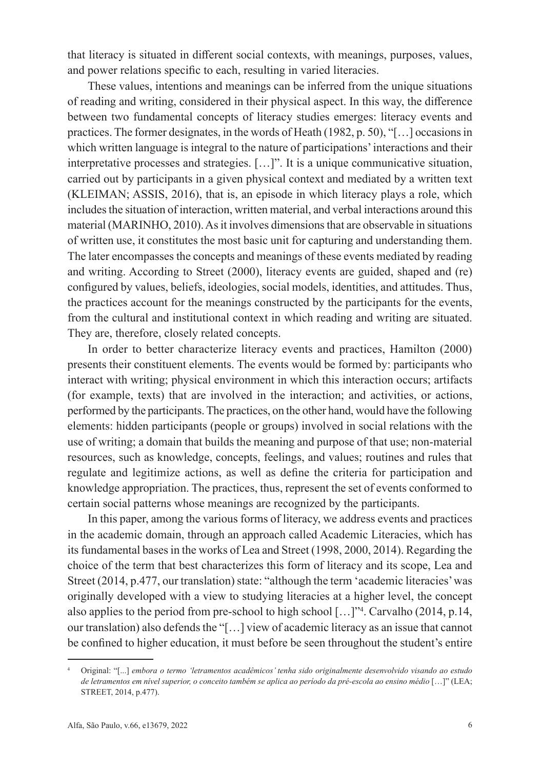that literacy is situated in different social contexts, with meanings, purposes, values, and power relations specific to each, resulting in varied literacies.

These values, intentions and meanings can be inferred from the unique situations of reading and writing, considered in their physical aspect. In this way, the difference between two fundamental concepts of literacy studies emerges: literacy events and practices. The former designates, in the words of Heath (1982, p. 50), "[…] occasions in which written language is integral to the nature of participations' interactions and their interpretative processes and strategies. […]". It is a unique communicative situation, carried out by participants in a given physical context and mediated by a written text (KLEIMAN; ASSIS, 2016), that is, an episode in which literacy plays a role, which includes the situation of interaction, written material, and verbal interactions around this material (MARINHO, 2010). As it involves dimensions that are observable in situations of written use, it constitutes the most basic unit for capturing and understanding them. The later encompasses the concepts and meanings of these events mediated by reading and writing. According to Street (2000), literacy events are guided, shaped and (re) configured by values, beliefs, ideologies, social models, identities, and attitudes. Thus, the practices account for the meanings constructed by the participants for the events, from the cultural and institutional context in which reading and writing are situated. They are, therefore, closely related concepts.

In order to better characterize literacy events and practices, Hamilton (2000) presents their constituent elements. The events would be formed by: participants who interact with writing; physical environment in which this interaction occurs; artifacts (for example, texts) that are involved in the interaction; and activities, or actions, performed by the participants. The practices, on the other hand, would have the following elements: hidden participants (people or groups) involved in social relations with the use of writing; a domain that builds the meaning and purpose of that use; non-material resources, such as knowledge, concepts, feelings, and values; routines and rules that regulate and legitimize actions, as well as define the criteria for participation and knowledge appropriation. The practices, thus, represent the set of events conformed to certain social patterns whose meanings are recognized by the participants.

In this paper, among the various forms of literacy, we address events and practices in the academic domain, through an approach called Academic Literacies, which has its fundamental bases in the works of Lea and Street (1998, 2000, 2014). Regarding the choice of the term that best characterizes this form of literacy and its scope, Lea and Street (2014, p.477, our translation) state: "although the term 'academic literacies' was originally developed with a view to studying literacies at a higher level, the concept also applies to the period from pre-school to high school […]"[4]. Carvalho (2014, p.14, our translation) also defends the "[…] view of academic literacy as an issue that cannot be confined to higher education, it must before be seen throughout the student's entire

---

[4] Original: "[...] *embora o termo 'letramentos acadêmicos' tenha sido originalmente desenvolvido visando ao estudo de letramentos em nível superior, o conceito também se aplica ao período da pré-escola ao ensino médio* […]" (LEA; STREET, 2014, p.477).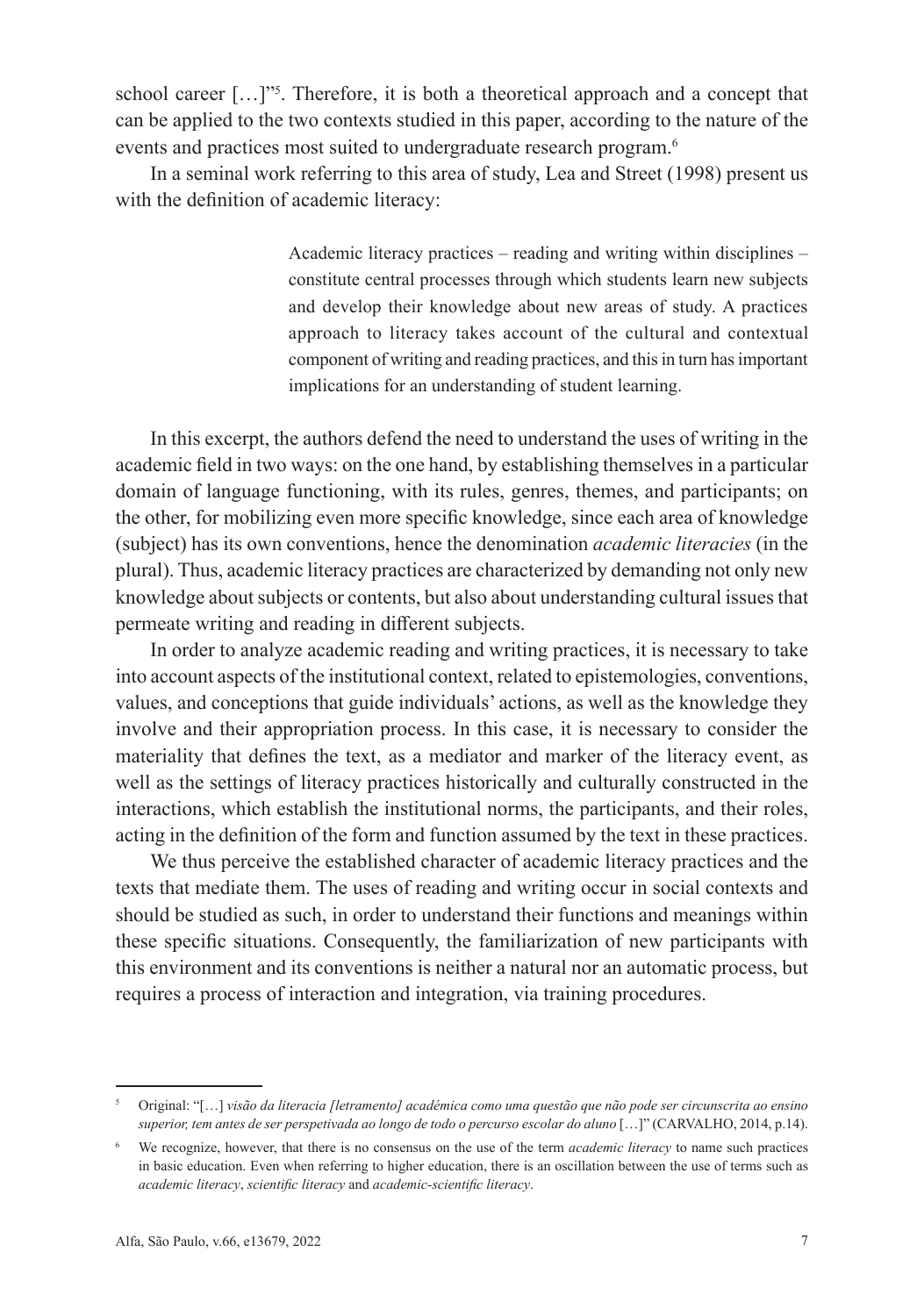school career […]"[5]. Therefore, it is both a theoretical approach and a concept that can be applied to the two contexts studied in this paper, according to the nature of the events and practices most suited to undergraduate research program.[6]

In a seminal work referring to this area of study, Lea and Street (1998) present us with the definition of academic literacy:

> Academic literacy practices – reading and writing within disciplines – constitute central processes through which students learn new subjects and develop their knowledge about new areas of study. A practices approach to literacy takes account of the cultural and contextual component of writing and reading practices, and this in turn has important implications for an understanding of student learning.

In this excerpt, the authors defend the need to understand the uses of writing in the academic field in two ways: on the one hand, by establishing themselves in a particular domain of language functioning, with its rules, genres, themes, and participants; on the other, for mobilizing even more specific knowledge, since each area of knowledge (subject) has its own conventions, hence the denomination *academic literacies* (in the plural). Thus, academic literacy practices are characterized by demanding not only new knowledge about subjects or contents, but also about understanding cultural issues that permeate writing and reading in different subjects.

In order to analyze academic reading and writing practices, it is necessary to take into account aspects of the institutional context, related to epistemologies, conventions, values, and conceptions that guide individuals' actions, as well as the knowledge they involve and their appropriation process. In this case, it is necessary to consider the materiality that defines the text, as a mediator and marker of the literacy event, as well as the settings of literacy practices historically and culturally constructed in the interactions, which establish the institutional norms, the participants, and their roles, acting in the definition of the form and function assumed by the text in these practices.

We thus perceive the established character of academic literacy practices and the texts that mediate them. The uses of reading and writing occur in social contexts and should be studied as such, in order to understand their functions and meanings within these specific situations. Consequently, the familiarization of new participants with this environment and its conventions is neither a natural nor an automatic process, but requires a process of interaction and integration, via training procedures.

---

[5] Original: "[…] *visão da literacia [letramento] académica como uma questão que não pode ser circunscrita ao ensino superior, tem antes de ser perspetivada ao longo de todo o percurso escolar do aluno* […]" (CARVALHO, 2014, p.14).

[6] We recognize, however, that there is no consensus on the use of the term *academic literacy* to name such practices in basic education. Even when referring to higher education, there is an oscillation between the use of terms such as *academic literacy*, *scientific literacy* and *academic-scientific literacy*.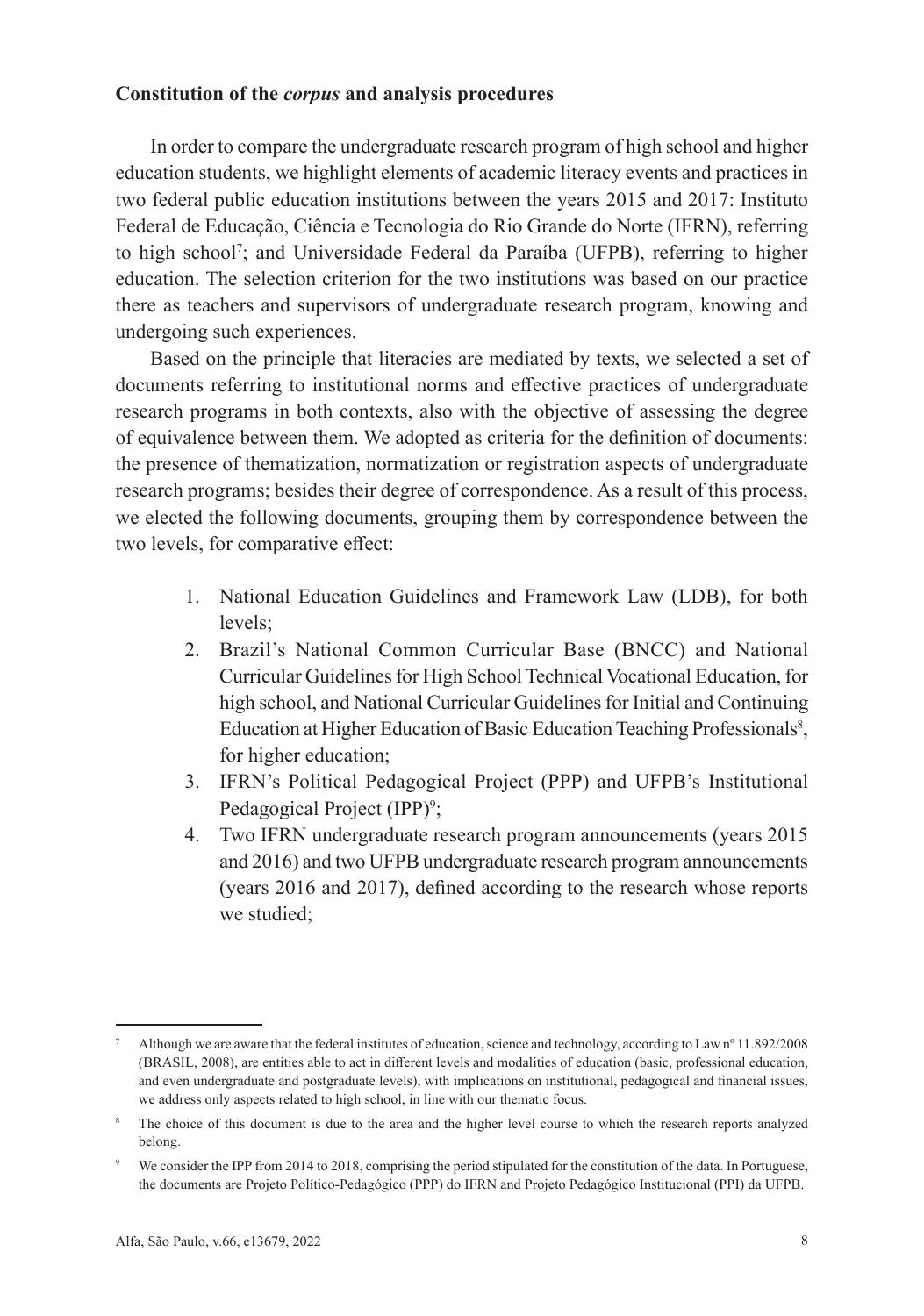### Constitution of the *corpus* and analysis procedures

In order to compare the undergraduate research program of high school and higher education students, we highlight elements of academic literacy events and practices in two federal public education institutions between the years 2015 and 2017: Instituto Federal de Educação, Ciência e Tecnologia do Rio Grande do Norte (IFRN), referring to high school[7]; and Universidade Federal da Paraíba (UFPB), referring to higher education. The selection criterion for the two institutions was based on our practice there as teachers and supervisors of undergraduate research program, knowing and undergoing such experiences.

Based on the principle that literacies are mediated by texts, we selected a set of documents referring to institutional norms and effective practices of undergraduate research programs in both contexts, also with the objective of assessing the degree of equivalence between them. We adopted as criteria for the definition of documents: the presence of thematization, normatization or registration aspects of undergraduate research programs; besides their degree of correspondence. As a result of this process, we elected the following documents, grouping them by correspondence between the two levels, for comparative effect:

1. National Education Guidelines and Framework Law (LDB), for both levels;
2. Brazil's National Common Curricular Base (BNCC) and National Curricular Guidelines for High School Technical Vocational Education, for high school, and National Curricular Guidelines for Initial and Continuing Education at Higher Education of Basic Education Teaching Professionals[8], for higher education;
3. IFRN's Political Pedagogical Project (PPP) and UFPB's Institutional Pedagogical Project (IPP)[9];
4. Two IFRN undergraduate research program announcements (years 2015 and 2016) and two UFPB undergraduate research program announcements (years 2016 and 2017), defined according to the research whose reports we studied;

---

[7] Although we are aware that the federal institutes of education, science and technology, according to Law nº 11.892/2008 (BRASIL, 2008), are entities able to act in different levels and modalities of education (basic, professional education, and even undergraduate and postgraduate levels), with implications on institutional, pedagogical and financial issues, we address only aspects related to high school, in line with our thematic focus.

[8] The choice of this document is due to the area and the higher level course to which the research reports analyzed belong.

[9] We consider the IPP from 2014 to 2018, comprising the period stipulated for the constitution of the data. In Portuguese, the documents are Projeto Político-Pedagógico (PPP) do IFRN and Projeto Pedagógico Institucional (PPI) da UFPB.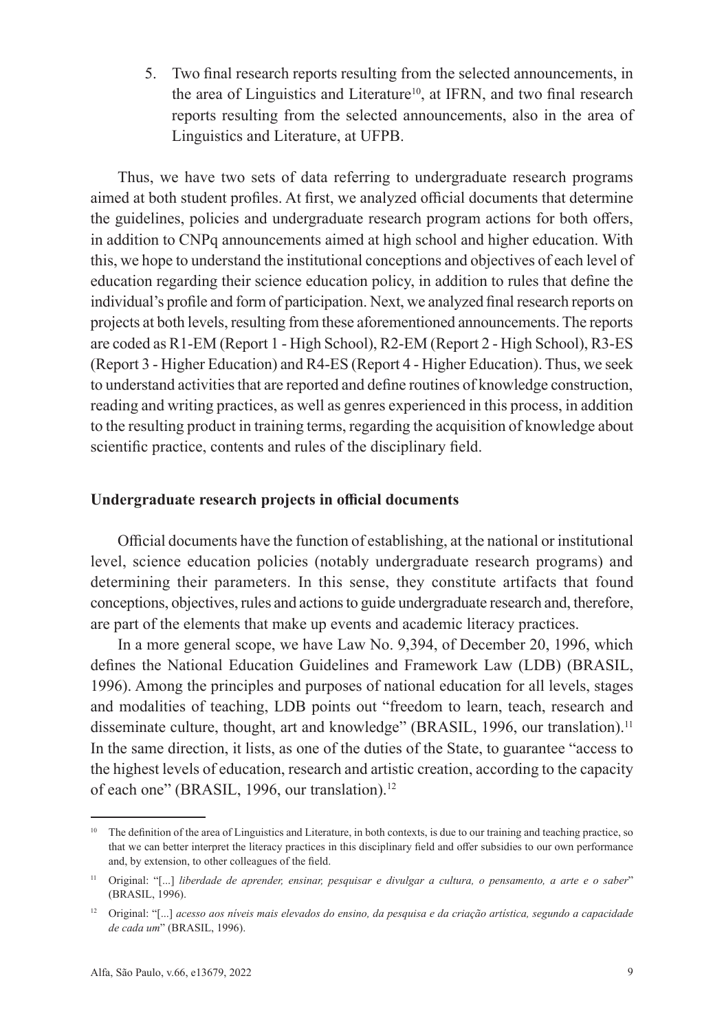5. Two final research reports resulting from the selected announcements, in the area of Linguistics and Literature[10], at IFRN, and two final research reports resulting from the selected announcements, also in the area of Linguistics and Literature, at UFPB.

Thus, we have two sets of data referring to undergraduate research programs aimed at both student profiles. At first, we analyzed official documents that determine the guidelines, policies and undergraduate research program actions for both offers, in addition to CNPq announcements aimed at high school and higher education. With this, we hope to understand the institutional conceptions and objectives of each level of education regarding their science education policy, in addition to rules that define the individual's profile and form of participation. Next, we analyzed final research reports on projects at both levels, resulting from these aforementioned announcements. The reports are coded as R1-EM (Report 1 - High School), R2-EM (Report 2 - High School), R3-ES (Report 3 - Higher Education) and R4-ES (Report 4 - Higher Education). Thus, we seek to understand activities that are reported and define routines of knowledge construction, reading and writing practices, as well as genres experienced in this process, in addition to the resulting product in training terms, regarding the acquisition of knowledge about scientific practice, contents and rules of the disciplinary field.

## Undergraduate research projects in official documents

Official documents have the function of establishing, at the national or institutional level, science education policies (notably undergraduate research programs) and determining their parameters. In this sense, they constitute artifacts that found conceptions, objectives, rules and actions to guide undergraduate research and, therefore, are part of the elements that make up events and academic literacy practices.

In a more general scope, we have Law No. 9,394, of December 20, 1996, which defines the National Education Guidelines and Framework Law (LDB) (BRASIL, 1996). Among the principles and purposes of national education for all levels, stages and modalities of teaching, LDB points out "freedom to learn, teach, research and disseminate culture, thought, art and knowledge" (BRASIL, 1996, our translation).[11] In the same direction, it lists, as one of the duties of the State, to guarantee "access to the highest levels of education, research and artistic creation, according to the capacity of each one" (BRASIL, 1996, our translation).[12]

---

[10] The definition of the area of Linguistics and Literature, in both contexts, is due to our training and teaching practice, so that we can better interpret the literacy practices in this disciplinary field and offer subsidies to our own performance and, by extension, to other colleagues of the field.

[11] Original: "[...] *liberdade de aprender, ensinar, pesquisar e divulgar a cultura, o pensamento, a arte e o saber*" (BRASIL, 1996).

[12] Original: "[...] *acesso aos níveis mais elevados do ensino, da pesquisa e da criação artística, segundo a capacidade de cada um*" (BRASIL, 1996).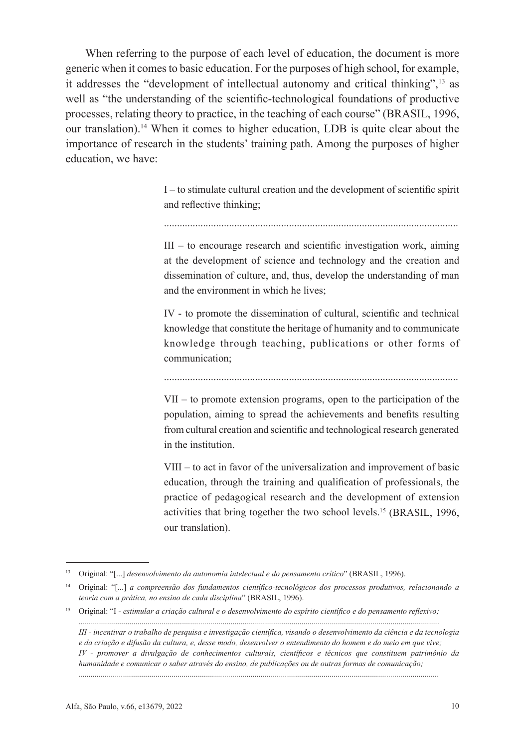When referring to the purpose of each level of education, the document is more generic when it comes to basic education. For the purposes of high school, for example, it addresses the "development of intellectual autonomy and critical thinking",[13] as well as "the understanding of the scientific-technological foundations of productive processes, relating theory to practice, in the teaching of each course" (BRASIL, 1996, our translation).[14] When it comes to higher education, LDB is quite clear about the importance of research in the students' training path. Among the purposes of higher education, we have:

> I – to stimulate cultural creation and the development of scientific spirit and reflective thinking;
>
> ..................................................................................................................
>
> III – to encourage research and scientific investigation work, aiming at the development of science and technology and the creation and dissemination of culture, and, thus, develop the understanding of man and the environment in which he lives;
>
> IV - to promote the dissemination of cultural, scientific and technical knowledge that constitute the heritage of humanity and to communicate knowledge through teaching, publications or other forms of communication;
>
> ..................................................................................................................
>
> VII – to promote extension programs, open to the participation of the population, aiming to spread the achievements and benefits resulting from cultural creation and scientific and technological research generated in the institution.
>
> VIII – to act in favor of the universalization and improvement of basic education, through the training and qualification of professionals, the practice of pedagogical research and the development of extension activities that bring together the two school levels.[15] (BRASIL, 1996, our translation).

---

[13] Original: "[...] *desenvolvimento da autonomia intelectual e do pensamento crítico*" (BRASIL, 1996).

[14] Original: "[...] *a compreensão dos fundamentos científico-tecnológicos dos processos produtivos, relacionando a teoria com a prática, no ensino de cada disciplina*" (BRASIL, 1996).

[15] Original: "I - *estimular a criação cultural e o desenvolvimento do espírito científico e do pensamento reflexivo;*
..................................................................................................................
*III - incentivar o trabalho de pesquisa e investigação científica, visando o desenvolvimento da ciência e da tecnologia e da criação e difusão da cultura, e, desse modo, desenvolver o entendimento do homem e do meio em que vive;*
*IV - promover a divulgação de conhecimentos culturais, científicos e técnicos que constituem patrimônio da humanidade e comunicar o saber através do ensino, de publicações ou de outras formas de comunicação;*
..................................................................................................................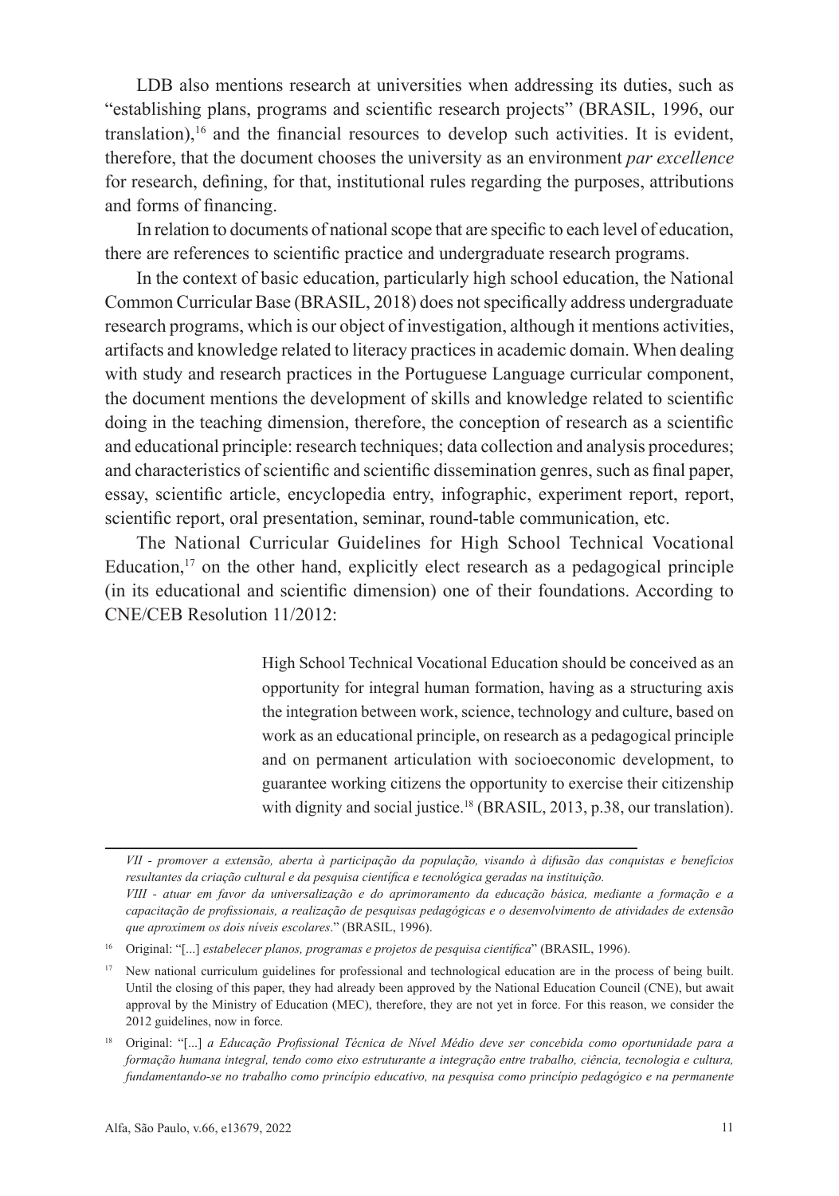LDB also mentions research at universities when addressing its duties, such as "establishing plans, programs and scientific research projects" (BRASIL, 1996, our translation),[16] and the financial resources to develop such activities. It is evident, therefore, that the document chooses the university as an environment *par excellence* for research, defining, for that, institutional rules regarding the purposes, attributions and forms of financing.

In relation to documents of national scope that are specific to each level of education, there are references to scientific practice and undergraduate research programs.

In the context of basic education, particularly high school education, the National Common Curricular Base (BRASIL, 2018) does not specifically address undergraduate research programs, which is our object of investigation, although it mentions activities, artifacts and knowledge related to literacy practices in academic domain. When dealing with study and research practices in the Portuguese Language curricular component, the document mentions the development of skills and knowledge related to scientific doing in the teaching dimension, therefore, the conception of research as a scientific and educational principle: research techniques; data collection and analysis procedures; and characteristics of scientific and scientific dissemination genres, such as final paper, essay, scientific article, encyclopedia entry, infographic, experiment report, report, scientific report, oral presentation, seminar, round-table communication, etc.

The National Curricular Guidelines for High School Technical Vocational Education,[17] on the other hand, explicitly elect research as a pedagogical principle (in its educational and scientific dimension) one of their foundations. According to CNE/CEB Resolution 11/2012:

> High School Technical Vocational Education should be conceived as an opportunity for integral human formation, having as a structuring axis the integration between work, science, technology and culture, based on work as an educational principle, on research as a pedagogical principle and on permanent articulation with socioeconomic development, to guarantee working citizens the opportunity to exercise their citizenship with dignity and social justice.[18] (BRASIL, 2013, p.38, our translation).

---

*VII - promover a extensão, aberta à participação da população, visando à difusão das conquistas e benefícios resultantes da criação cultural e da pesquisa científica e tecnológica geradas na instituição.*
*VIII - atuar em favor da universalização e do aprimoramento da educação básica, mediante a formação e a capacitação de profissionais, a realização de pesquisas pedagógicas e o desenvolvimento de atividades de extensão que aproximem os dois níveis escolares*." (BRASIL, 1996).

[16] Original: "[...] *estabelecer planos, programas e projetos de pesquisa científica*" (BRASIL, 1996).

[17] New national curriculum guidelines for professional and technological education are in the process of being built. Until the closing of this paper, they had already been approved by the National Education Council (CNE), but await approval by the Ministry of Education (MEC), therefore, they are not yet in force. For this reason, we consider the 2012 guidelines, now in force.

[18] Original: "[...] *a Educação Profissional Técnica de Nível Médio deve ser concebida como oportunidade para a formação humana integral, tendo como eixo estruturante a integração entre trabalho, ciência, tecnologia e cultura, fundamentando-se no trabalho como princípio educativo, na pesquisa como princípio pedagógico e na permanente*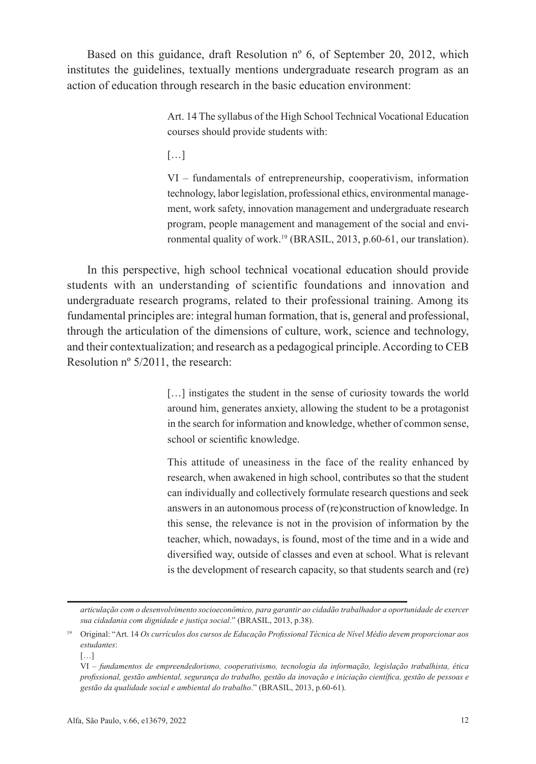Based on this guidance, draft Resolution nº 6, of September 20, 2012, which institutes the guidelines, textually mentions undergraduate research program as an action of education through research in the basic education environment:

> Art. 14 The syllabus of the High School Technical Vocational Education courses should provide students with:
>
> […]
>
> VI – fundamentals of entrepreneurship, cooperativism, information technology, labor legislation, professional ethics, environmental management, work safety, innovation management and undergraduate research program, people management and management of the social and environmental quality of work.[19] (BRASIL, 2013, p.60-61, our translation).

In this perspective, high school technical vocational education should provide students with an understanding of scientific foundations and innovation and undergraduate research programs, related to their professional training. Among its fundamental principles are: integral human formation, that is, general and professional, through the articulation of the dimensions of culture, work, science and technology, and their contextualization; and research as a pedagogical principle. According to CEB Resolution nº 5/2011, the research:

> […] instigates the student in the sense of curiosity towards the world around him, generates anxiety, allowing the student to be a protagonist in the search for information and knowledge, whether of common sense, school or scientific knowledge.
>
> This attitude of uneasiness in the face of the reality enhanced by research, when awakened in high school, contributes so that the student can individually and collectively formulate research questions and seek answers in an autonomous process of (re)construction of knowledge. In this sense, the relevance is not in the provision of information by the teacher, which, nowadays, is found, most of the time and in a wide and diversified way, outside of classes and even at school. What is relevant is the development of research capacity, so that students search and (re)

*articulação com o desenvolvimento socioeconômico, para garantir ao cidadão trabalhador a oportunidade de exercer sua cidadania com dignidade e justiça social*." (BRASIL, 2013, p.38).

[19] Original: "Art. 14 *Os currículos dos cursos de Educação Profissional Técnica de Nível Médio devem proporcionar aos estudantes*:

[…]

VI – *fundamentos de empreendedorismo, cooperativismo, tecnologia da informação, legislação trabalhista, ética profissional, gestão ambiental, segurança do trabalho, gestão da inovação e iniciação científica, gestão de pessoas e gestão da qualidade social e ambiental do trabalho*." (BRASIL, 2013, p.60-61).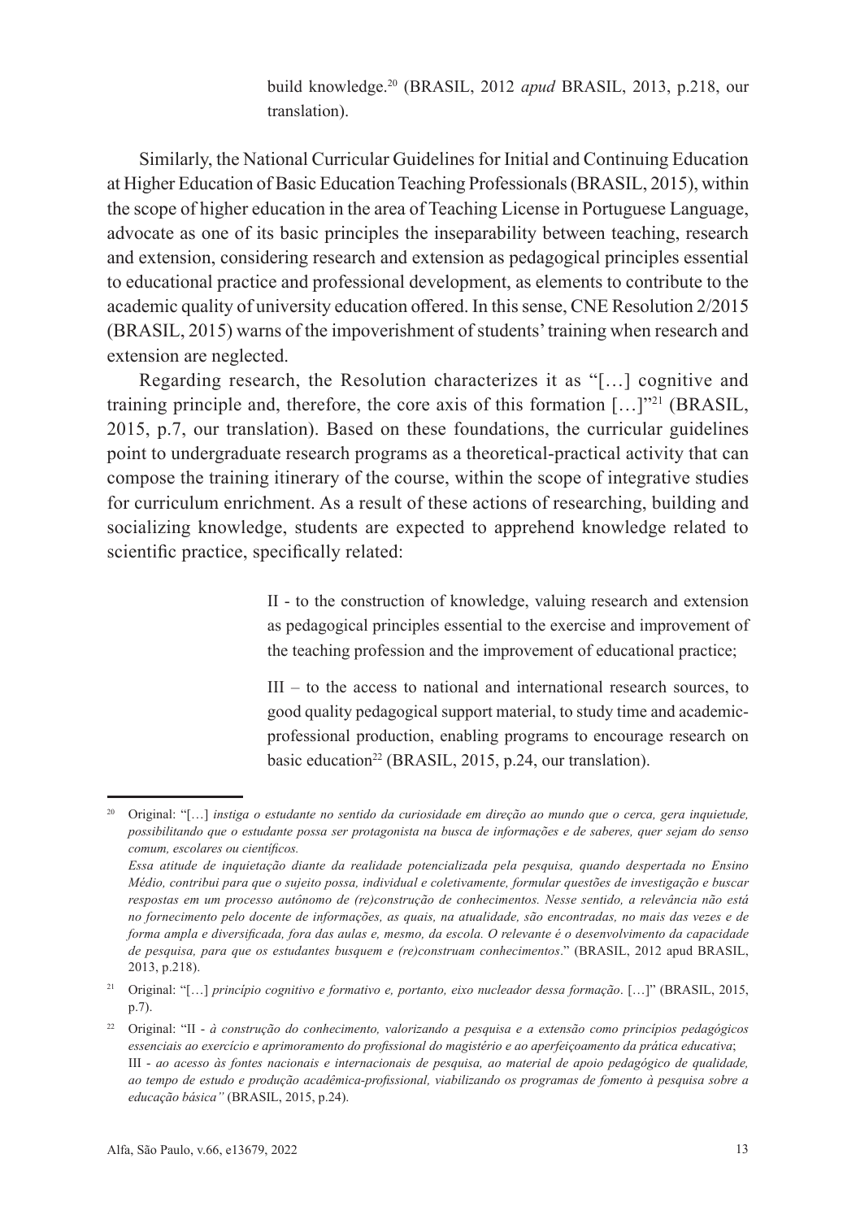> build knowledge.[20] (BRASIL, 2012 *apud* BRASIL, 2013, p.218, our translation).

Similarly, the National Curricular Guidelines for Initial and Continuing Education at Higher Education of Basic Education Teaching Professionals (BRASIL, 2015), within the scope of higher education in the area of Teaching License in Portuguese Language, advocate as one of its basic principles the inseparability between teaching, research and extension, considering research and extension as pedagogical principles essential to educational practice and professional development, as elements to contribute to the academic quality of university education offered. In this sense, CNE Resolution 2/2015 (BRASIL, 2015) warns of the impoverishment of students' training when research and extension are neglected.

Regarding research, the Resolution characterizes it as "[…] cognitive and training principle and, therefore, the core axis of this formation […]"[21] (BRASIL, 2015, p.7, our translation). Based on these foundations, the curricular guidelines point to undergraduate research programs as a theoretical-practical activity that can compose the training itinerary of the course, within the scope of integrative studies for curriculum enrichment. As a result of these actions of researching, building and socializing knowledge, students are expected to apprehend knowledge related to scientific practice, specifically related:

> II - to the construction of knowledge, valuing research and extension as pedagogical principles essential to the exercise and improvement of the teaching profession and the improvement of educational practice;
>
> III – to the access to national and international research sources, to good quality pedagogical support material, to study time and academic-professional production, enabling programs to encourage research on basic education[22] (BRASIL, 2015, p.24, our translation).

---

[20] Original: "[…] *instiga o estudante no sentido da curiosidade em direção ao mundo que o cerca, gera inquietude, possibilitando que o estudante possa ser protagonista na busca de informações e de saberes, quer sejam do senso comum, escolares ou científicos.*
*Essa atitude de inquietação diante da realidade potencializada pela pesquisa, quando despertada no Ensino Médio, contribui para que o sujeito possa, individual e coletivamente, formular questões de investigação e buscar respostas em um processo autônomo de (re)construção de conhecimentos. Nesse sentido, a relevância não está no fornecimento pelo docente de informações, as quais, na atualidade, são encontradas, no mais das vezes e de forma ampla e diversificada, fora das aulas e, mesmo, da escola. O relevante é o desenvolvimento da capacidade de pesquisa, para que os estudantes busquem e (re)construam conhecimentos*." (BRASIL, 2012 apud BRASIL, 2013, p.218).

[21] Original: "[…] *princípio cognitivo e formativo e, portanto, eixo nucleador dessa formação*. […]" (BRASIL, 2015, p.7).

[22] Original: "II - *à construção do conhecimento, valorizando a pesquisa e a extensão como princípios pedagógicos essenciais ao exercício e aprimoramento do profissional do magistério e ao aperfeiçoamento da prática educativa*;
III - *ao acesso às fontes nacionais e internacionais de pesquisa, ao material de apoio pedagógico de qualidade, ao tempo de estudo e produção acadêmica-profissional, viabilizando os programas de fomento à pesquisa sobre a educação básica"* (BRASIL, 2015, p.24).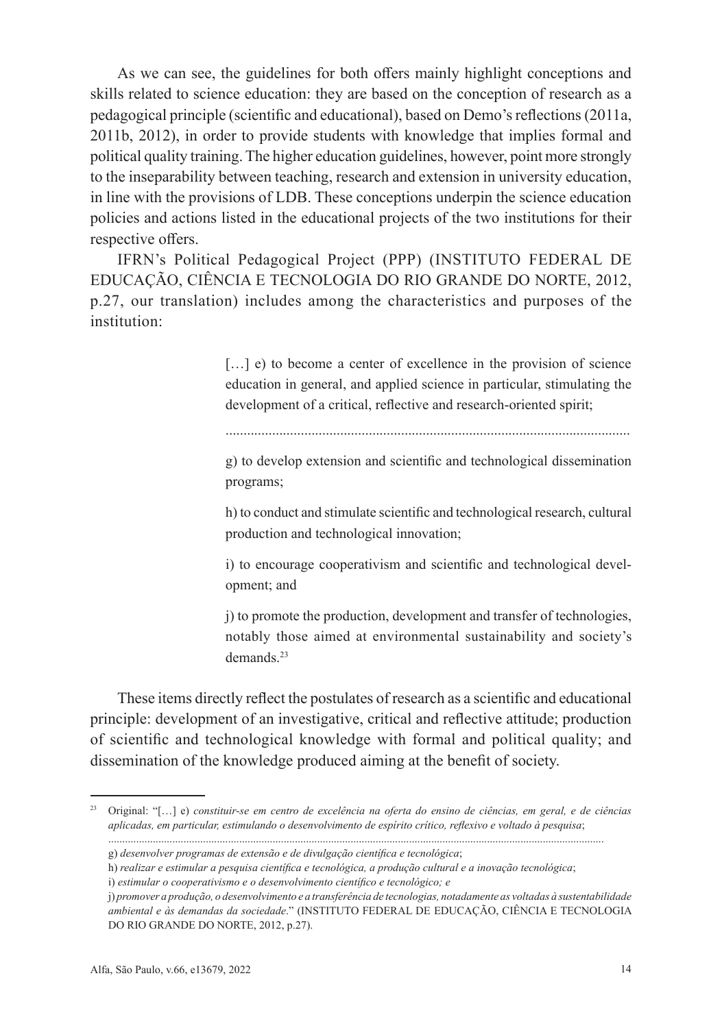As we can see, the guidelines for both offers mainly highlight conceptions and skills related to science education: they are based on the conception of research as a pedagogical principle (scientific and educational), based on Demo's reflections (2011a, 2011b, 2012), in order to provide students with knowledge that implies formal and political quality training. The higher education guidelines, however, point more strongly to the inseparability between teaching, research and extension in university education, in line with the provisions of LDB. These conceptions underpin the science education policies and actions listed in the educational projects of the two institutions for their respective offers.

IFRN's Political Pedagogical Project (PPP) (INSTITUTO FEDERAL DE EDUCAÇÃO, CIÊNCIA E TECNOLOGIA DO RIO GRANDE DO NORTE, 2012, p.27, our translation) includes among the characteristics and purposes of the institution:

> […] e) to become a center of excellence in the provision of science education in general, and applied science in particular, stimulating the development of a critical, reflective and research-oriented spirit;
>
> ................................................................................................................
>
> g) to develop extension and scientific and technological dissemination programs;
>
> h) to conduct and stimulate scientific and technological research, cultural production and technological innovation;
>
> i) to encourage cooperativism and scientific and technological development; and
>
> j) to promote the production, development and transfer of technologies, notably those aimed at environmental sustainability and society's demands.[23]

These items directly reflect the postulates of research as a scientific and educational principle: development of an investigative, critical and reflective attitude; production of scientific and technological knowledge with formal and political quality; and dissemination of the knowledge produced aiming at the benefit of society.

---

[23] Original: "[…] e) *constituir-se em centro de excelência na oferta do ensino de ciências, em geral, e de ciências aplicadas, em particular, estimulando o desenvolvimento de espírito crítico, reflexivo e voltado à pesquisa*;

.......................................................................................................................................................

g) *desenvolver programas de extensão e de divulgação científica e tecnológica*;

h) *realizar e estimular a pesquisa científica e tecnológica, a produção cultural e a inovação tecnológica*;

i) *estimular o cooperativismo e o desenvolvimento científico e tecnológico; e*

j) *promover a produção, o desenvolvimento e a transferência de tecnologias, notadamente as voltadas à sustentabilidade ambiental e às demandas da sociedade*." (INSTITUTO FEDERAL DE EDUCAÇÃO, CIÊNCIA E TECNOLOGIA DO RIO GRANDE DO NORTE, 2012, p.27).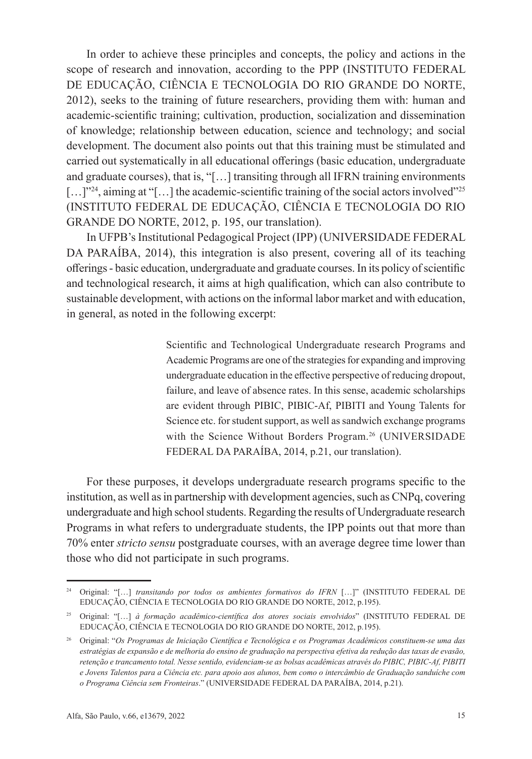In order to achieve these principles and concepts, the policy and actions in the scope of research and innovation, according to the PPP (INSTITUTO FEDERAL DE EDUCAÇÃO, CIÊNCIA E TECNOLOGIA DO RIO GRANDE DO NORTE, 2012), seeks to the training of future researchers, providing them with: human and academic-scientific training; cultivation, production, socialization and dissemination of knowledge; relationship between education, science and technology; and social development. The document also points out that this training must be stimulated and carried out systematically in all educational offerings (basic education, undergraduate and graduate courses), that is, "[…] transiting through all IFRN training environments […]"[24], aiming at "[…] the academic-scientific training of the social actors involved"[25] (INSTITUTO FEDERAL DE EDUCAÇÃO, CIÊNCIA E TECNOLOGIA DO RIO GRANDE DO NORTE, 2012, p. 195, our translation).

In UFPB's Institutional Pedagogical Project (IPP) (UNIVERSIDADE FEDERAL DA PARAÍBA, 2014), this integration is also present, covering all of its teaching offerings - basic education, undergraduate and graduate courses. In its policy of scientific and technological research, it aims at high qualification, which can also contribute to sustainable development, with actions on the informal labor market and with education, in general, as noted in the following excerpt:

> Scientific and Technological Undergraduate research Programs and Academic Programs are one of the strategies for expanding and improving undergraduate education in the effective perspective of reducing dropout, failure, and leave of absence rates. In this sense, academic scholarships are evident through PIBIC, PIBIC-Af, PIBITI and Young Talents for Science etc. for student support, as well as sandwich exchange programs with the Science Without Borders Program.[26] (UNIVERSIDADE FEDERAL DA PARAÍBA, 2014, p.21, our translation).

For these purposes, it develops undergraduate research programs specific to the institution, as well as in partnership with development agencies, such as CNPq, covering undergraduate and high school students. Regarding the results of Undergraduate research Programs in what refers to undergraduate students, the IPP points out that more than 70% enter *stricto sensu* postgraduate courses, with an average degree time lower than those who did not participate in such programs.

---

[24] Original: "[…] *transitando por todos os ambientes formativos do IFRN* […]" (INSTITUTO FEDERAL DE EDUCAÇÃO, CIÊNCIA E TECNOLOGIA DO RIO GRANDE DO NORTE, 2012, p.195).

[25] Original: "[…] *à formação acadêmico-científica dos atores sociais envolvidos*" (INSTITUTO FEDERAL DE EDUCAÇÃO, CIÊNCIA E TECNOLOGIA DO RIO GRANDE DO NORTE, 2012, p.195).

[26] Original: "*Os Programas de Iniciação Científica e Tecnológica e os Programas Acadêmicos constituem-se uma das estratégias de expansão e de melhoria do ensino de graduação na perspectiva efetiva da redução das taxas de evasão, retenção e trancamento total. Nesse sentido, evidenciam-se as bolsas acadêmicas através do PIBIC, PIBIC-Af, PIBITI e Jovens Talentos para a Ciência etc. para apoio aos alunos, bem como o intercâmbio de Graduação sanduíche com o Programa Ciência sem Fronteiras*." (UNIVERSIDADE FEDERAL DA PARAÍBA, 2014, p.21).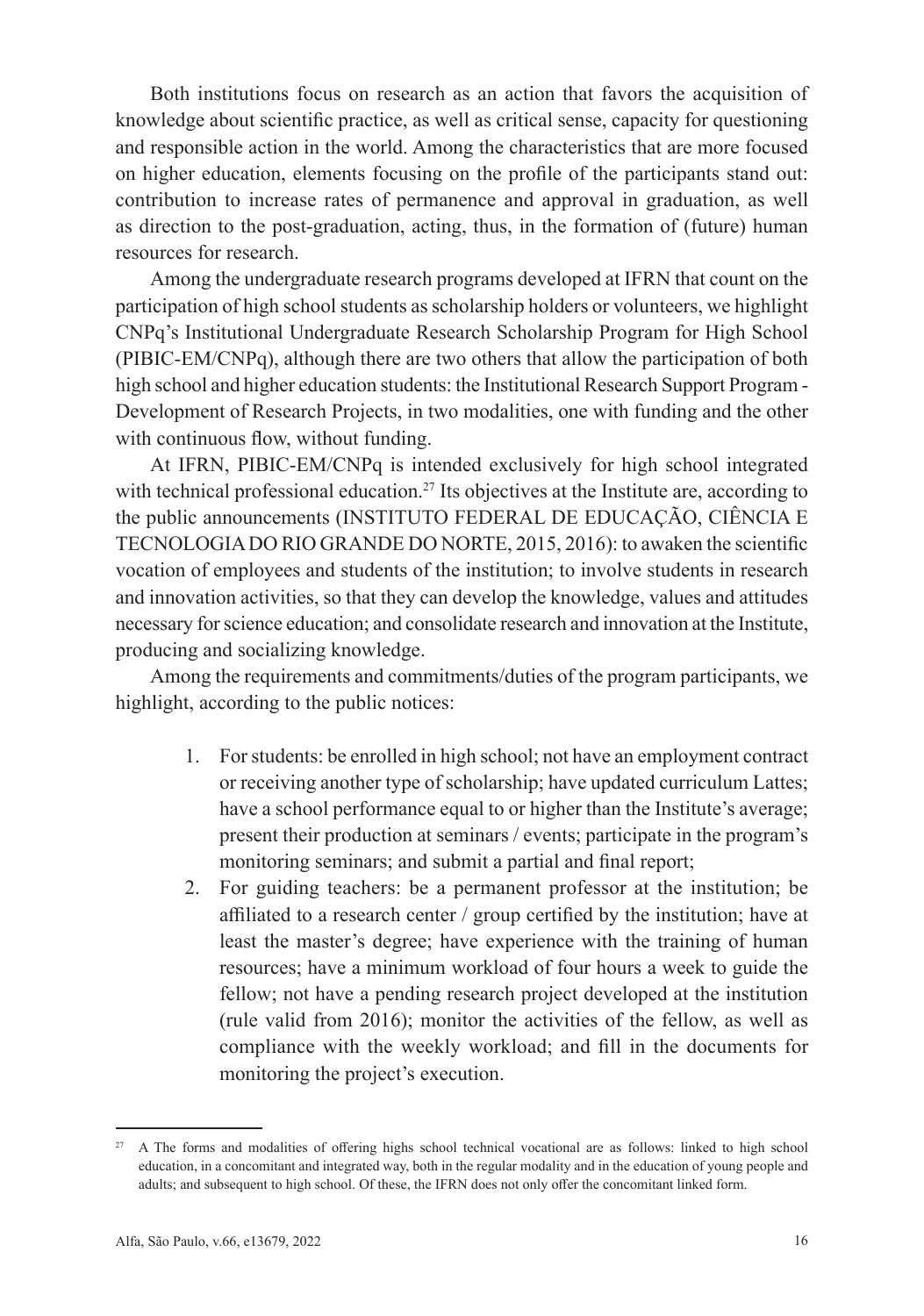Both institutions focus on research as an action that favors the acquisition of knowledge about scientific practice, as well as critical sense, capacity for questioning and responsible action in the world. Among the characteristics that are more focused on higher education, elements focusing on the profile of the participants stand out: contribution to increase rates of permanence and approval in graduation, as well as direction to the post-graduation, acting, thus, in the formation of (future) human resources for research.

Among the undergraduate research programs developed at IFRN that count on the participation of high school students as scholarship holders or volunteers, we highlight CNPq's Institutional Undergraduate Research Scholarship Program for High School (PIBIC-EM/CNPq), although there are two others that allow the participation of both high school and higher education students: the Institutional Research Support Program - Development of Research Projects, in two modalities, one with funding and the other with continuous flow, without funding.

At IFRN, PIBIC-EM/CNPq is intended exclusively for high school integrated with technical professional education.[27] Its objectives at the Institute are, according to the public announcements (INSTITUTO FEDERAL DE EDUCAÇÃO, CIÊNCIA E TECNOLOGIA DO RIO GRANDE DO NORTE, 2015, 2016): to awaken the scientific vocation of employees and students of the institution; to involve students in research and innovation activities, so that they can develop the knowledge, values and attitudes necessary for science education; and consolidate research and innovation at the Institute, producing and socializing knowledge.

Among the requirements and commitments/duties of the program participants, we highlight, according to the public notices:

1. For students: be enrolled in high school; not have an employment contract or receiving another type of scholarship; have updated curriculum Lattes; have a school performance equal to or higher than the Institute's average; present their production at seminars / events; participate in the program's monitoring seminars; and submit a partial and final report;
2. For guiding teachers: be a permanent professor at the institution; be affiliated to a research center / group certified by the institution; have at least the master's degree; have experience with the training of human resources; have a minimum workload of four hours a week to guide the fellow; not have a pending research project developed at the institution (rule valid from 2016); monitor the activities of the fellow, as well as compliance with the weekly workload; and fill in the documents for monitoring the project's execution.

[27] A The forms and modalities of offering highs school technical vocational are as follows: linked to high school education, in a concomitant and integrated way, both in the regular modality and in the education of young people and adults; and subsequent to high school. Of these, the IFRN does not only offer the concomitant linked form.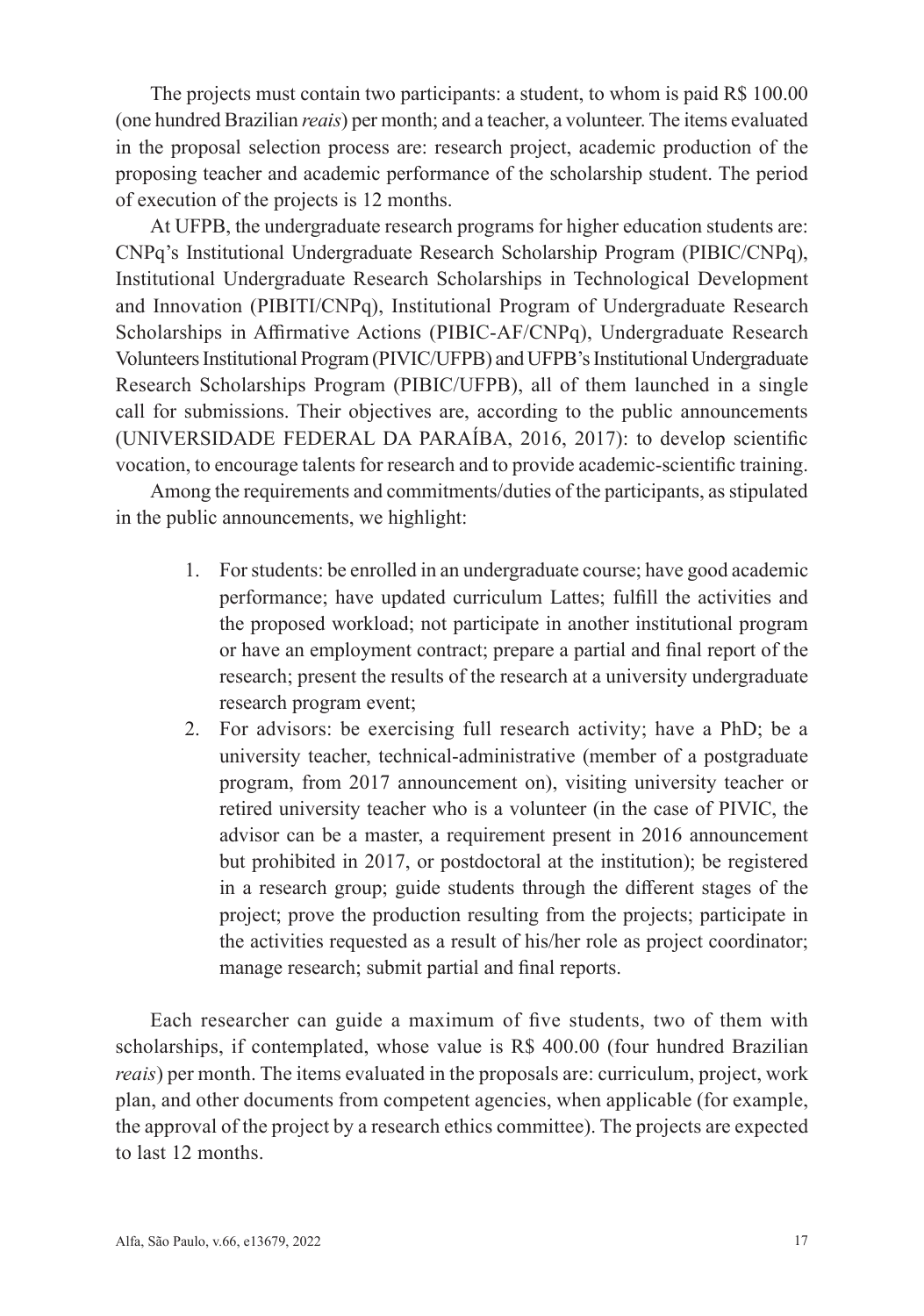The projects must contain two participants: a student, to whom is paid R$ 100.00 (one hundred Brazilian *reais*) per month; and a teacher, a volunteer. The items evaluated in the proposal selection process are: research project, academic production of the proposing teacher and academic performance of the scholarship student. The period of execution of the projects is 12 months.

At UFPB, the undergraduate research programs for higher education students are: CNPq's Institutional Undergraduate Research Scholarship Program (PIBIC/CNPq), Institutional Undergraduate Research Scholarships in Technological Development and Innovation (PIBITI/CNPq), Institutional Program of Undergraduate Research Scholarships in Affirmative Actions (PIBIC-AF/CNPq), Undergraduate Research Volunteers Institutional Program (PIVIC/UFPB) and UFPB's Institutional Undergraduate Research Scholarships Program (PIBIC/UFPB), all of them launched in a single call for submissions. Their objectives are, according to the public announcements (UNIVERSIDADE FEDERAL DA PARAÍBA, 2016, 2017): to develop scientific vocation, to encourage talents for research and to provide academic-scientific training.

Among the requirements and commitments/duties of the participants, as stipulated in the public announcements, we highlight:

1. For students: be enrolled in an undergraduate course; have good academic performance; have updated curriculum Lattes; fulfill the activities and the proposed workload; not participate in another institutional program or have an employment contract; prepare a partial and final report of the research; present the results of the research at a university undergraduate research program event;
2. For advisors: be exercising full research activity; have a PhD; be a university teacher, technical-administrative (member of a postgraduate program, from 2017 announcement on), visiting university teacher or retired university teacher who is a volunteer (in the case of PIVIC, the advisor can be a master, a requirement present in 2016 announcement but prohibited in 2017, or postdoctoral at the institution); be registered in a research group; guide students through the different stages of the project; prove the production resulting from the projects; participate in the activities requested as a result of his/her role as project coordinator; manage research; submit partial and final reports.

Each researcher can guide a maximum of five students, two of them with scholarships, if contemplated, whose value is R$ 400.00 (four hundred Brazilian *reais*) per month. The items evaluated in the proposals are: curriculum, project, work plan, and other documents from competent agencies, when applicable (for example, the approval of the project by a research ethics committee). The projects are expected to last 12 months.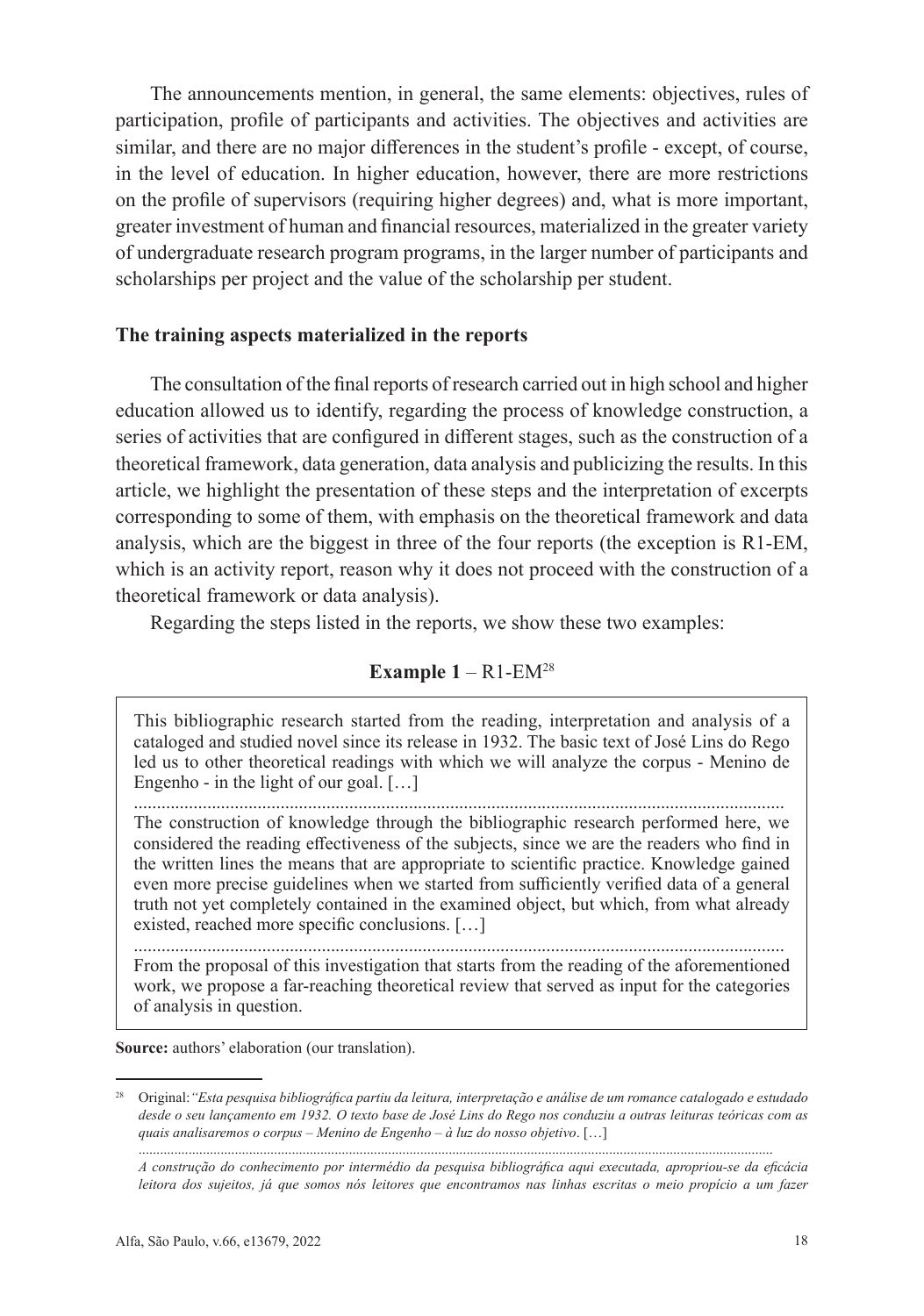The announcements mention, in general, the same elements: objectives, rules of participation, profile of participants and activities. The objectives and activities are similar, and there are no major differences in the student's profile - except, of course, in the level of education. In higher education, however, there are more restrictions on the profile of supervisors (requiring higher degrees) and, what is more important, greater investment of human and financial resources, materialized in the greater variety of undergraduate research program programs, in the larger number of participants and scholarships per project and the value of the scholarship per student.

## The training aspects materialized in the reports

The consultation of the final reports of research carried out in high school and higher education allowed us to identify, regarding the process of knowledge construction, a series of activities that are configured in different stages, such as the construction of a theoretical framework, data generation, data analysis and publicizing the results. In this article, we highlight the presentation of these steps and the interpretation of excerpts corresponding to some of them, with emphasis on the theoretical framework and data analysis, which are the biggest in three of the four reports (the exception is R1-EM, which is an activity report, reason why it does not proceed with the construction of a theoretical framework or data analysis).

Regarding the steps listed in the reports, we show these two examples:

**Example 1** – R1-EM[28]

> This bibliographic research started from the reading, interpretation and analysis of a cataloged and studied novel since its release in 1932. The basic text of José Lins do Rego led us to other theoretical readings with which we will analyze the corpus - Menino de Engenho - in the light of our goal. […]
>
> ..............................................................................................................................................
>
> The construction of knowledge through the bibliographic research performed here, we considered the reading effectiveness of the subjects, since we are the readers who find in the written lines the means that are appropriate to scientific practice. Knowledge gained even more precise guidelines when we started from sufficiently verified data of a general truth not yet completely contained in the examined object, but which, from what already existed, reached more specific conclusions. […]
>
> ..............................................................................................................................................
>
> From the proposal of this investigation that starts from the reading of the aforementioned work, we propose a far-reaching theoretical review that served as input for the categories of analysis in question.

**Source:** authors' elaboration (our translation).

---

[28] Original: *"Esta pesquisa bibliográfica partiu da leitura, interpretação e análise de um romance catalogado e estudado desde o seu lançamento em 1932. O texto base de José Lins do Rego nos conduziu a outras leituras teóricas com as quais analisaremos o corpus – Menino de Engenho – à luz do nosso objetivo*. […]

..............................................................................................................................................

*A construção do conhecimento por intermédio da pesquisa bibliográfica aqui executada, apropriou-se da eficácia leitora dos sujeitos, já que somos nós leitores que encontramos nas linhas escritas o meio propício a um fazer*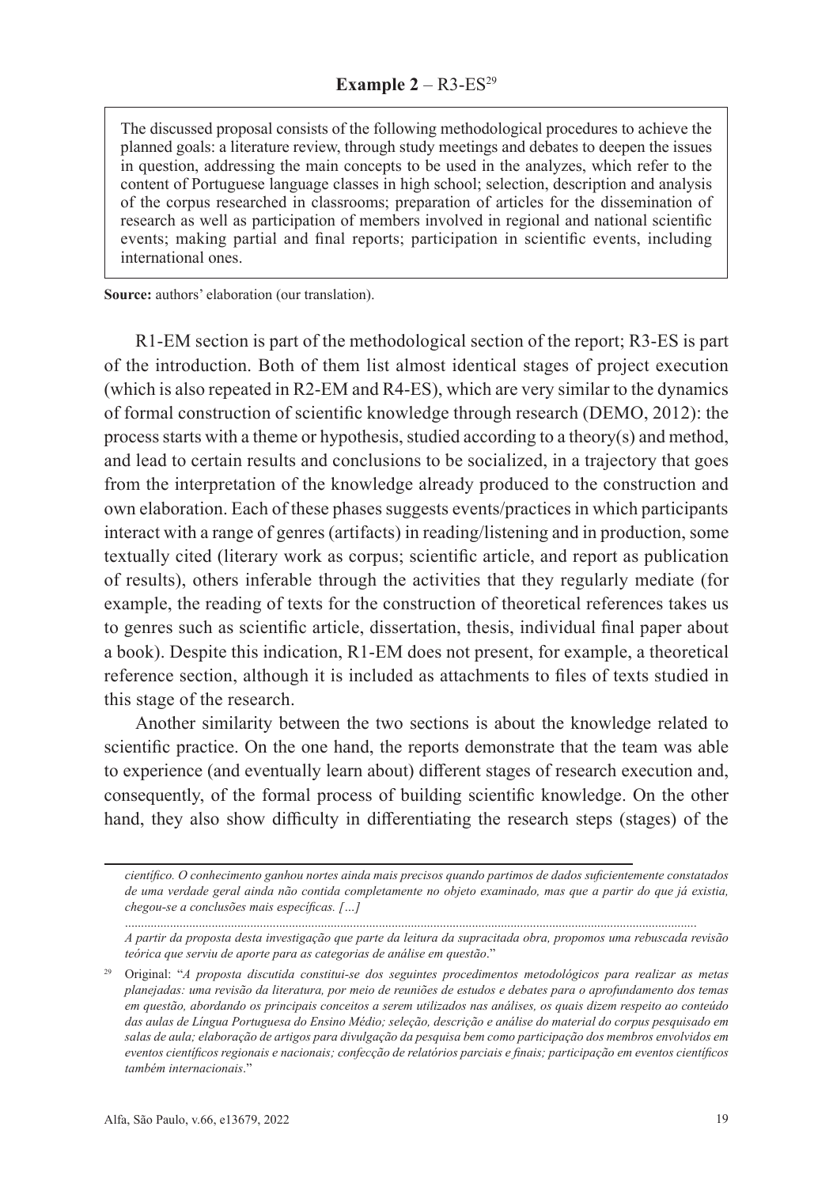**Example 2** – R3-ES[29]

> The discussed proposal consists of the following methodological procedures to achieve the planned goals: a literature review, through study meetings and debates to deepen the issues in question, addressing the main concepts to be used in the analyzes, which refer to the content of Portuguese language classes in high school; selection, description and analysis of the corpus researched in classrooms; preparation of articles for the dissemination of research as well as participation of members involved in regional and national scientific events; making partial and final reports; participation in scientific events, including international ones.

**Source:** authors' elaboration (our translation).

R1-EM section is part of the methodological section of the report; R3-ES is part of the introduction. Both of them list almost identical stages of project execution (which is also repeated in R2-EM and R4-ES), which are very similar to the dynamics of formal construction of scientific knowledge through research (DEMO, 2012): the process starts with a theme or hypothesis, studied according to a theory(s) and method, and lead to certain results and conclusions to be socialized, in a trajectory that goes from the interpretation of the knowledge already produced to the construction and own elaboration. Each of these phases suggests events/practices in which participants interact with a range of genres (artifacts) in reading/listening and in production, some textually cited (literary work as corpus; scientific article, and report as publication of results), others inferable through the activities that they regularly mediate (for example, the reading of texts for the construction of theoretical references takes us to genres such as scientific article, dissertation, thesis, individual final paper about a book). Despite this indication, R1-EM does not present, for example, a theoretical reference section, although it is included as attachments to files of texts studied in this stage of the research.

Another similarity between the two sections is about the knowledge related to scientific practice. On the one hand, the reports demonstrate that the team was able to experience (and eventually learn about) different stages of research execution and, consequently, of the formal process of building scientific knowledge. On the other hand, they also show difficulty in differentiating the research steps (stages) of the

---

*científico. O conhecimento ganhou nortes ainda mais precisos quando partimos de dados suficientemente constatados de uma verdade geral ainda não contida completamente no objeto examinado, mas que a partir do que já existia, chegou-se a conclusões mais específicas. […]*

.................................................................................................................................................................

*A partir da proposta desta investigação que parte da leitura da supracitada obra, propomos uma rebuscada revisão teórica que serviu de aporte para as categorias de análise em questão*."

[29] Original: "*A proposta discutida constitui-se dos seguintes procedimentos metodológicos para realizar as metas planejadas: uma revisão da literatura, por meio de reuniões de estudos e debates para o aprofundamento dos temas em questão, abordando os principais conceitos a serem utilizados nas análises, os quais dizem respeito ao conteúdo das aulas de Língua Portuguesa do Ensino Médio; seleção, descrição e análise do material do corpus pesquisado em salas de aula; elaboração de artigos para divulgação da pesquisa bem como participação dos membros envolvidos em eventos científicos regionais e nacionais; confecção de relatórios parciais e finais; participação em eventos científicos também internacionais*."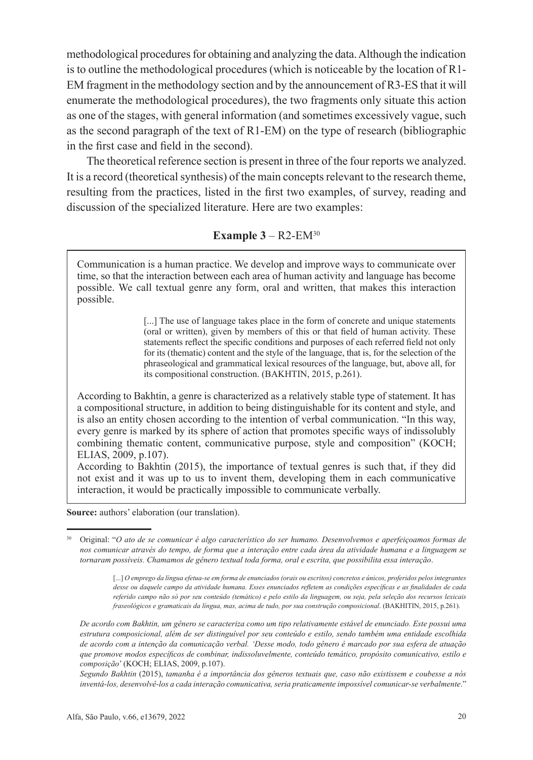methodological procedures for obtaining and analyzing the data. Although the indication is to outline the methodological procedures (which is noticeable by the location of R1-EM fragment in the methodology section and by the announcement of R3-ES that it will enumerate the methodological procedures), the two fragments only situate this action as one of the stages, with general information (and sometimes excessively vague, such as the second paragraph of the text of R1-EM) on the type of research (bibliographic in the first case and field in the second).

The theoretical reference section is present in three of the four reports we analyzed. It is a record (theoretical synthesis) of the main concepts relevant to the research theme, resulting from the practices, listed in the first two examples, of survey, reading and discussion of the specialized literature. Here are two examples:

**Example 3** – R2-EM[30]

> Communication is a human practice. We develop and improve ways to communicate over time, so that the interaction between each area of human activity and language has become possible. We call textual genre any form, oral and written, that makes this interaction possible.
>
> > [...] The use of language takes place in the form of concrete and unique statements (oral or written), given by members of this or that field of human activity. These statements reflect the specific conditions and purposes of each referred field not only for its (thematic) content and the style of the language, that is, for the selection of the phraseological and grammatical lexical resources of the language, but, above all, for its compositional construction. (BAKHTIN, 2015, p.261).
>
> According to Bakhtin, a genre is characterized as a relatively stable type of statement. It has a compositional structure, in addition to being distinguishable for its content and style, and is also an entity chosen according to the intention of verbal communication. "In this way, every genre is marked by its sphere of action that promotes specific ways of indissolubly combining thematic content, communicative purpose, style and composition" (KOCH; ELIAS, 2009, p.107).
>
> According to Bakhtin (2015), the importance of textual genres is such that, if they did not exist and it was up to us to invent them, developing them in each communicative interaction, it would be practically impossible to communicate verbally.

**Source:** authors' elaboration (our translation).

[30] Original: "*O ato de se comunicar é algo característico do ser humano. Desenvolvemos e aperfeiçoamos formas de nos comunicar através do tempo, de forma que a interação entre cada área da atividade humana e a linguagem se tornaram possíveis. Chamamos de gênero textual toda forma, oral e escrita, que possibilita essa interação*.

> [...] *O emprego da língua efetua-se em forma de enunciados (orais ou escritos) concretos e únicos, proferidos pelos integrantes desse ou daquele campo da atividade humana. Esses enunciados refletem as condições específicas e as finalidades de cada referido campo não só por seu conteúdo (temático) e pelo estilo da linguagem, ou seja, pela seleção dos recursos lexicais fraseológicos e gramaticais da língua, mas, acima de tudo, por sua construção composicional*. (BAKHITIN, 2015, p.261).

*De acordo com Bakhtin, um gênero se caracteriza como um tipo relativamente estável de enunciado. Este possui uma estrutura composicional, além de ser distinguível por seu conteúdo e estilo, sendo também uma entidade escolhida de acordo com a intenção da comunicação verbal. 'Desse modo, todo gênero é marcado por sua esfera de atuação que promove modos específicos de combinar, indissoluvelmente, conteúdo temático, propósito comunicativo, estilo e composição'* (KOCH; ELIAS, 2009, p.107).

*Segundo Bakhtin* (2015), *tamanha é a importância dos gêneros textuais que, caso não existissem e coubesse a nós inventá-los, desenvolvê-los a cada interação comunicativa, seria praticamente impossível comunicar-se verbalmente*."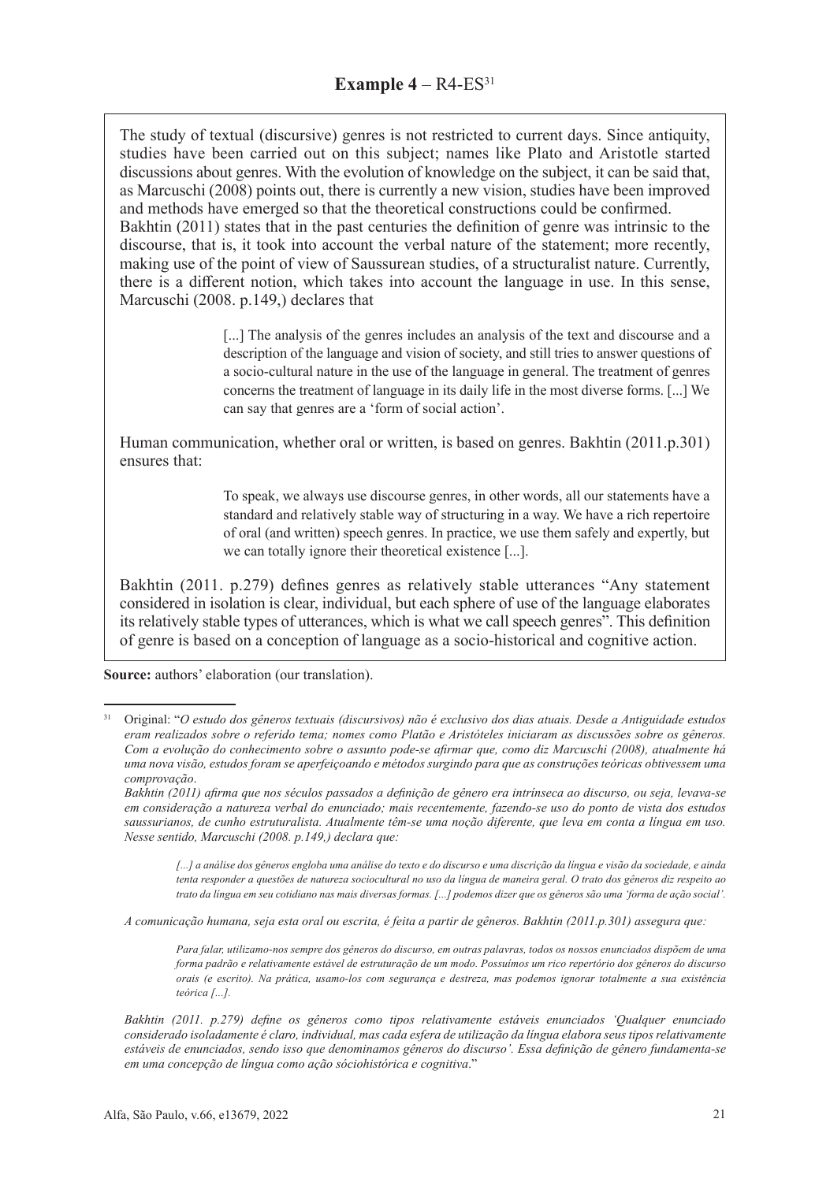**Example 4** – R4-ES[31]

The study of textual (discursive) genres is not restricted to current days. Since antiquity, studies have been carried out on this subject; names like Plato and Aristotle started discussions about genres. With the evolution of knowledge on the subject, it can be said that, as Marcuschi (2008) points out, there is currently a new vision, studies have been improved and methods have emerged so that the theoretical constructions could be confirmed.
Bakhtin (2011) states that in the past centuries the definition of genre was intrinsic to the discourse, that is, it took into account the verbal nature of the statement; more recently, making use of the point of view of Saussurean studies, of a structuralist nature. Currently, there is a different notion, which takes into account the language in use. In this sense, Marcuschi (2008. p.149,) declares that

> [...] The analysis of the genres includes an analysis of the text and discourse and a description of the language and vision of society, and still tries to answer questions of a socio-cultural nature in the use of the language in general. The treatment of genres concerns the treatment of language in its daily life in the most diverse forms. [...] We can say that genres are a 'form of social action'.

Human communication, whether oral or written, is based on genres. Bakhtin (2011.p.301) ensures that:

> To speak, we always use discourse genres, in other words, all our statements have a standard and relatively stable way of structuring in a way. We have a rich repertoire of oral (and written) speech genres. In practice, we use them safely and expertly, but we can totally ignore their theoretical existence [...].

Bakhtin (2011. p.279) defines genres as relatively stable utterances "Any statement considered in isolation is clear, individual, but each sphere of use of the language elaborates its relatively stable types of utterances, which is what we call speech genres". This definition of genre is based on a conception of language as a socio-historical and cognitive action.

**Source:** authors' elaboration (our translation).

---

[31] Original: "*O estudo dos gêneros textuais (discursivos) não é exclusivo dos dias atuais. Desde a Antiguidade estudos eram realizados sobre o referido tema; nomes como Platão e Aristóteles iniciaram as discussões sobre os gêneros. Com a evolução do conhecimento sobre o assunto pode-se afirmar que, como diz Marcuschi (2008), atualmente há uma nova visão, estudos foram se aperfeiçoando e métodos surgindo para que as construções teóricas obtivessem uma comprovação.*

*Bakhtin (2011) afirma que nos séculos passados a definição de gênero era intrínseca ao discurso, ou seja, levava-se em consideração a natureza verbal do enunciado; mais recentemente, fazendo-se uso do ponto de vista dos estudos saussurianos, de cunho estruturalista. Atualmente têm-se uma noção diferente, que leva em conta a língua em uso. Nesse sentido, Marcuschi (2008. p.149,) declara que:*

> *[...] a análise dos gêneros engloba uma análise do texto e do discurso e uma discrição da língua e visão da sociedade, e ainda tenta responder a questões de natureza sociocultural no uso da língua de maneira geral. O trato dos gêneros diz respeito ao trato da língua em seu cotidiano nas mais diversas formas. [...] podemos dizer que os gêneros são uma 'forma de ação social'.*

*A comunicação humana, seja esta oral ou escrita, é feita a partir de gêneros. Bakhtin (2011.p.301) assegura que:*

> *Para falar, utilizamo-nos sempre dos gêneros do discurso, em outras palavras, todos os nossos enunciados dispõem de uma forma padrão e relativamente estável de estruturação de um modo. Possuímos um rico repertório dos gêneros do discurso orais (e escrito). Na prática, usamo-los com segurança e destreza, mas podemos ignorar totalmente a sua existência teórica [...].*

*Bakhtin (2011. p.279) define os gêneros como tipos relativamente estáveis enunciados 'Qualquer enunciado considerado isoladamente é claro, individual, mas cada esfera de utilização da língua elabora seus tipos relativamente estáveis de enunciados, sendo isso que denominamos gêneros do discurso'. Essa definição de gênero fundamenta-se em uma concepção de língua como ação sóciohistórica e cognitiva*."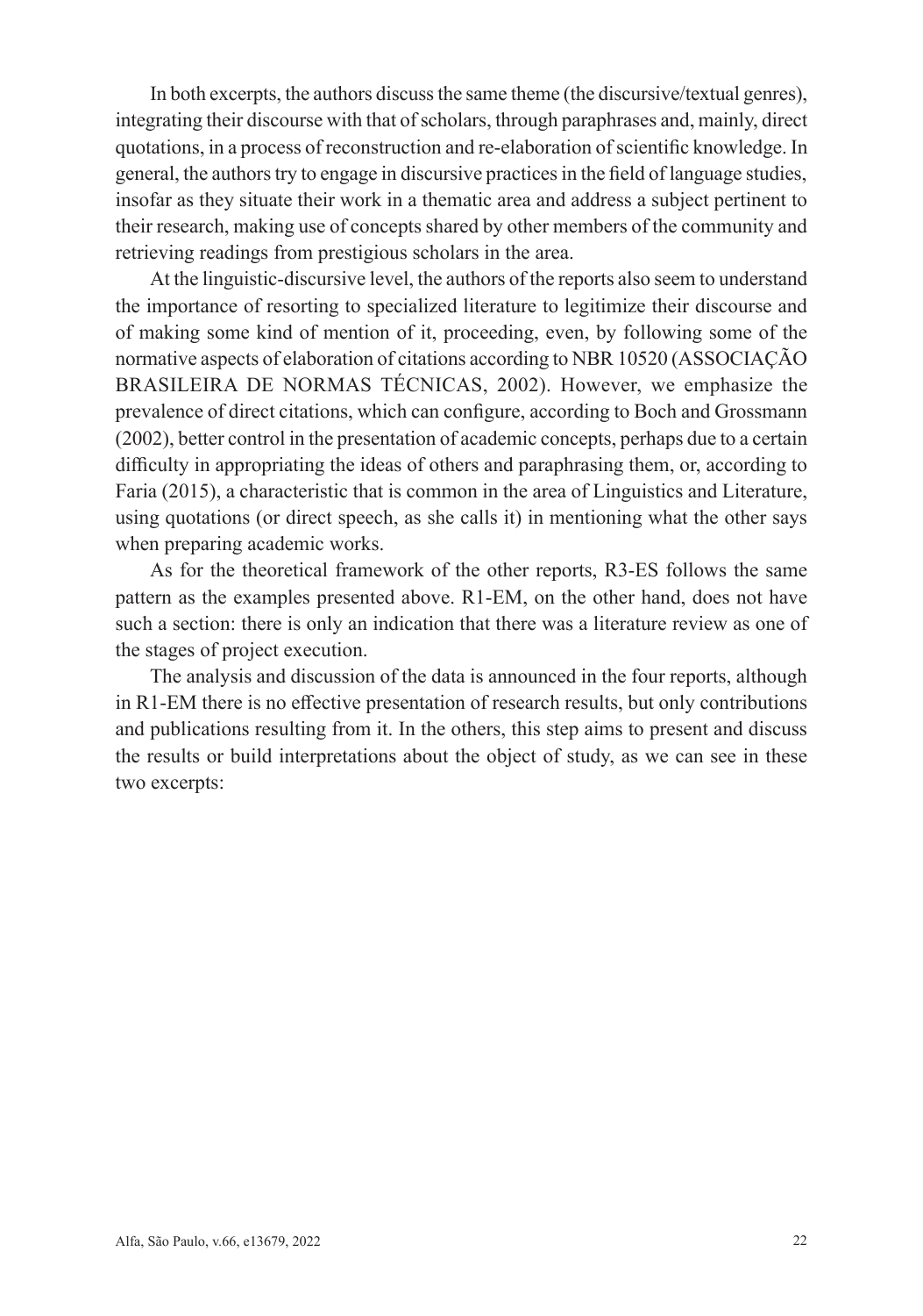In both excerpts, the authors discuss the same theme (the discursive/textual genres), integrating their discourse with that of scholars, through paraphrases and, mainly, direct quotations, in a process of reconstruction and re-elaboration of scientific knowledge. In general, the authors try to engage in discursive practices in the field of language studies, insofar as they situate their work in a thematic area and address a subject pertinent to their research, making use of concepts shared by other members of the community and retrieving readings from prestigious scholars in the area.

At the linguistic-discursive level, the authors of the reports also seem to understand the importance of resorting to specialized literature to legitimize their discourse and of making some kind of mention of it, proceeding, even, by following some of the normative aspects of elaboration of citations according to NBR 10520 (ASSOCIAÇÃO BRASILEIRA DE NORMAS TÉCNICAS, 2002). However, we emphasize the prevalence of direct citations, which can configure, according to Boch and Grossmann (2002), better control in the presentation of academic concepts, perhaps due to a certain difficulty in appropriating the ideas of others and paraphrasing them, or, according to Faria (2015), a characteristic that is common in the area of Linguistics and Literature, using quotations (or direct speech, as she calls it) in mentioning what the other says when preparing academic works.

As for the theoretical framework of the other reports, R3-ES follows the same pattern as the examples presented above. R1-EM, on the other hand, does not have such a section: there is only an indication that there was a literature review as one of the stages of project execution.

The analysis and discussion of the data is announced in the four reports, although in R1-EM there is no effective presentation of research results, but only contributions and publications resulting from it. In the others, this step aims to present and discuss the results or build interpretations about the object of study, as we can see in these two excerpts: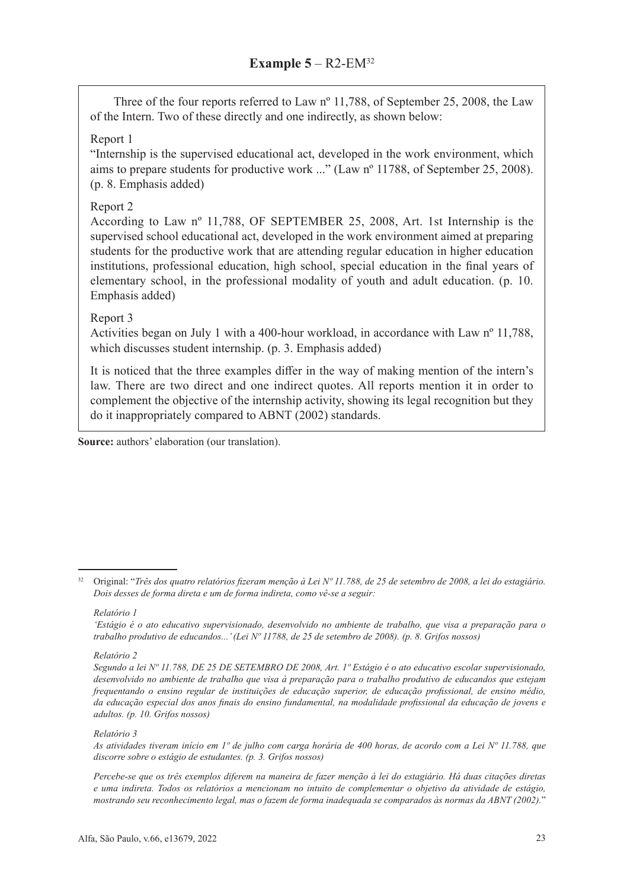## **Example 5** – R2-EM[32]

Three of the four reports referred to Law nº 11,788, of September 25, 2008, the Law of the Intern. Two of these directly and one indirectly, as shown below:

Report 1

"Internship is the supervised educational act, developed in the work environment, which aims to prepare students for productive work ..." (Law nº 11788, of September 25, 2008). (p. 8. Emphasis added)

Report 2

According to Law nº 11,788, OF SEPTEMBER 25, 2008, Art. 1st Internship is the supervised school educational act, developed in the work environment aimed at preparing students for the productive work that are attending regular education in higher education institutions, professional education, high school, special education in the final years of elementary school, in the professional modality of youth and adult education. (p. 10. Emphasis added)

Report 3

Activities began on July 1 with a 400-hour workload, in accordance with Law nº 11,788, which discusses student internship. (p. 3. Emphasis added)

It is noticed that the three examples differ in the way of making mention of the intern's law. There are two direct and one indirect quotes. All reports mention it in order to complement the objective of the internship activity, showing its legal recognition but they do it inappropriately compared to ABNT (2002) standards.

**Source:** authors' elaboration (our translation).

---

[32] Original: "*Três dos quatro relatórios fizeram menção à Lei Nº 11.788, de 25 de setembro de 2008, a lei do estagiário. Dois desses de forma direta e um de forma indireta, como vê-se a seguir:*

*Relatório 1*

*'Estágio é o ato educativo supervisionado, desenvolvido no ambiente de trabalho, que visa a preparação para o trabalho produtivo de educandos...' (Lei Nº 11788, de 25 de setembro de 2008). (p. 8. Grifos nossos)*

*Relatório 2*

*Segundo a lei Nº 11.788, DE 25 DE SETEMBRO DE 2008, Art. 1º Estágio é o ato educativo escolar supervisionado, desenvolvido no ambiente de trabalho que visa à preparação para o trabalho produtivo de educandos que estejam frequentando o ensino regular de instituições de educação superior, de educação profissional, de ensino médio, da educação especial dos anos finais do ensino fundamental, na modalidade profissional da educação de jovens e adultos. (p. 10. Grifos nossos)*

*Relatório 3*

*As atividades tiveram início em 1º de julho com carga horária de 400 horas, de acordo com a Lei Nº 11.788, que discorre sobre o estágio de estudantes. (p. 3. Grifos nossos)*

*Percebe-se que os três exemplos diferem na maneira de fazer menção à lei do estagiário. Há duas citações diretas e uma indireta. Todos os relatórios a mencionam no intuito de complementar o objetivo da atividade de estágio, mostrando seu reconhecimento legal, mas o fazem de forma inadequada se comparados às normas da ABNT (2002).*"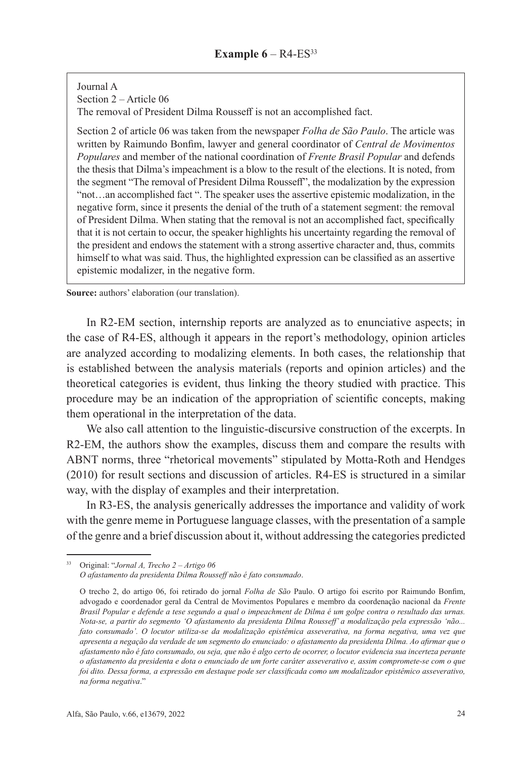**Example 6** – R4-ES[33]

> Journal A
> Section 2 – Article 06
> The removal of President Dilma Rousseff is not an accomplished fact.
>
> Section 2 of article 06 was taken from the newspaper *Folha de São Paulo*. The article was written by Raimundo Bonfim, lawyer and general coordinator of *Central de Movimentos Populares* and member of the national coordination of *Frente Brasil Popular* and defends the thesis that Dilma's impeachment is a blow to the result of the elections. It is noted, from the segment "The removal of President Dilma Rousseff", the modalization by the expression "not…an accomplished fact ". The speaker uses the assertive epistemic modalization, in the negative form, since it presents the denial of the truth of a statement segment: the removal of President Dilma. When stating that the removal is not an accomplished fact, specifically that it is not certain to occur, the speaker highlights his uncertainty regarding the removal of the president and endows the statement with a strong assertive character and, thus, commits himself to what was said. Thus, the highlighted expression can be classified as an assertive epistemic modalizer, in the negative form.

**Source:** authors' elaboration (our translation).

In R2-EM section, internship reports are analyzed as to enunciative aspects; in the case of R4-ES, although it appears in the report's methodology, opinion articles are analyzed according to modalizing elements. In both cases, the relationship that is established between the analysis materials (reports and opinion articles) and the theoretical categories is evident, thus linking the theory studied with practice. This procedure may be an indication of the appropriation of scientific concepts, making them operational in the interpretation of the data.

We also call attention to the linguistic-discursive construction of the excerpts. In R2-EM, the authors show the examples, discuss them and compare the results with ABNT norms, three "rhetorical movements" stipulated by Motta-Roth and Hendges (2010) for result sections and discussion of articles. R4-ES is structured in a similar way, with the display of examples and their interpretation.

In R3-ES, the analysis generically addresses the importance and validity of work with the genre meme in Portuguese language classes, with the presentation of a sample of the genre and a brief discussion about it, without addressing the categories predicted

---

[33] Original: "*Jornal A, Trecho 2 – Artigo 06*
*O afastamento da presidenta Dilma Rousseff não é fato consumado*.

O trecho 2, do artigo 06, foi retirado do jornal *Folha de São* Paulo. O artigo foi escrito por Raimundo Bonfim, advogado e coordenador geral da Central de Movimentos Populares e membro da coordenação nacional da *Frente Brasil Popular e defende a tese segundo a qual o impeachment de Dilma é um golpe contra o resultado das urnas. Nota-se, a partir do segmento 'O afastamento da presidenta Dilma Rousseff' a modalização pela expressão 'não... fato consumado'. O locutor utiliza-se da modalização epistêmica asseverativa, na forma negativa, uma vez que apresenta a negação da verdade de um segmento do enunciado: o afastamento da presidenta Dilma. Ao afirmar que o afastamento não é fato consumado, ou seja, que não é algo certo de ocorrer, o locutor evidencia sua incerteza perante o afastamento da presidenta e dota o enunciado de um forte caráter asseverativo e, assim compromete-se com o que foi dito. Dessa forma, a expressão em destaque pode ser classificada como um modalizador epistêmico asseverativo, na forma negativa*."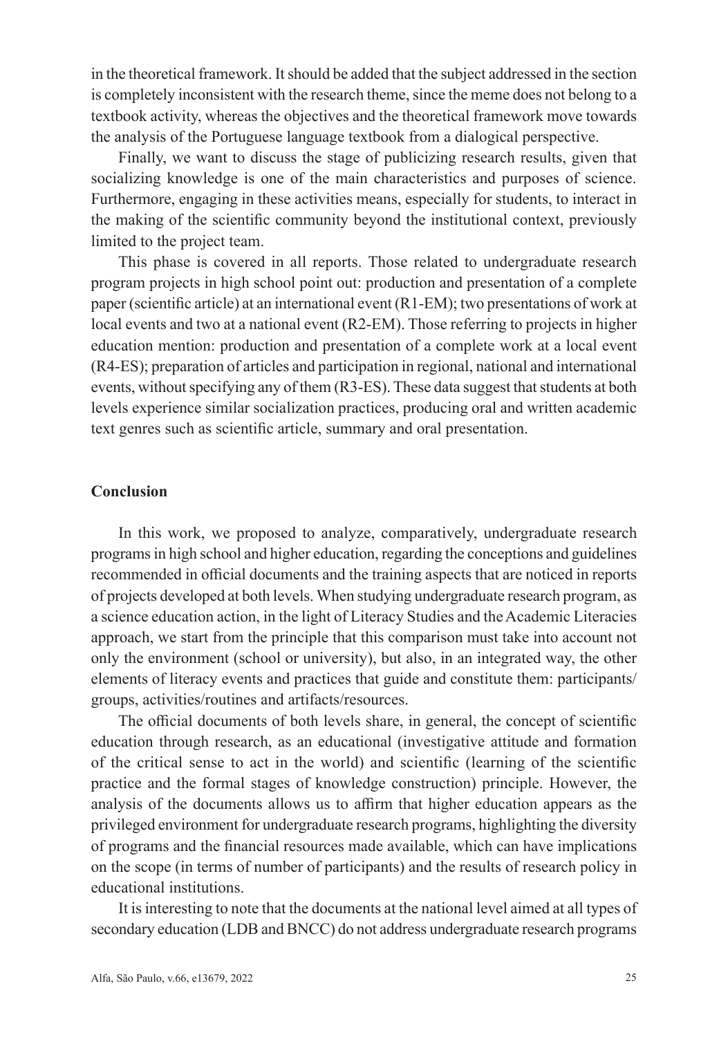in the theoretical framework. It should be added that the subject addressed in the section is completely inconsistent with the research theme, since the meme does not belong to a textbook activity, whereas the objectives and the theoretical framework move towards the analysis of the Portuguese language textbook from a dialogical perspective.

Finally, we want to discuss the stage of publicizing research results, given that socializing knowledge is one of the main characteristics and purposes of science. Furthermore, engaging in these activities means, especially for students, to interact in the making of the scientific community beyond the institutional context, previously limited to the project team.

This phase is covered in all reports. Those related to undergraduate research program projects in high school point out: production and presentation of a complete paper (scientific article) at an international event (R1-EM); two presentations of work at local events and two at a national event (R2-EM). Those referring to projects in higher education mention: production and presentation of a complete work at a local event (R4-ES); preparation of articles and participation in regional, national and international events, without specifying any of them (R3-ES). These data suggest that students at both levels experience similar socialization practices, producing oral and written academic text genres such as scientific article, summary and oral presentation.

## Conclusion

In this work, we proposed to analyze, comparatively, undergraduate research programs in high school and higher education, regarding the conceptions and guidelines recommended in official documents and the training aspects that are noticed in reports of projects developed at both levels. When studying undergraduate research program, as a science education action, in the light of Literacy Studies and the Academic Literacies approach, we start from the principle that this comparison must take into account not only the environment (school or university), but also, in an integrated way, the other elements of literacy events and practices that guide and constitute them: participants/groups, activities/routines and artifacts/resources.

The official documents of both levels share, in general, the concept of scientific education through research, as an educational (investigative attitude and formation of the critical sense to act in the world) and scientific (learning of the scientific practice and the formal stages of knowledge construction) principle. However, the analysis of the documents allows us to affirm that higher education appears as the privileged environment for undergraduate research programs, highlighting the diversity of programs and the financial resources made available, which can have implications on the scope (in terms of number of participants) and the results of research policy in educational institutions.

It is interesting to note that the documents at the national level aimed at all types of secondary education (LDB and BNCC) do not address undergraduate research programs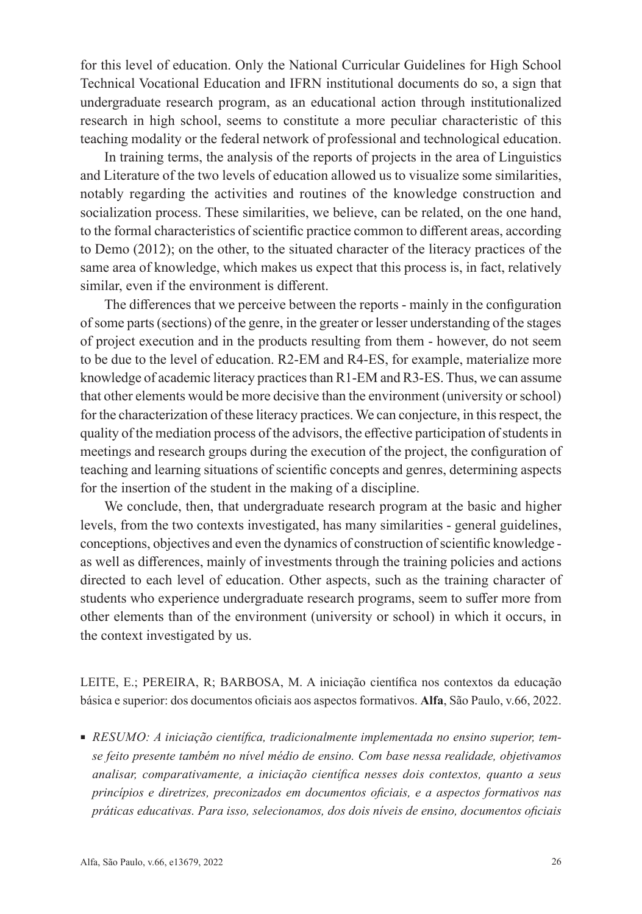for this level of education. Only the National Curricular Guidelines for High School Technical Vocational Education and IFRN institutional documents do so, a sign that undergraduate research program, as an educational action through institutionalized research in high school, seems to constitute a more peculiar characteristic of this teaching modality or the federal network of professional and technological education.

In training terms, the analysis of the reports of projects in the area of Linguistics and Literature of the two levels of education allowed us to visualize some similarities, notably regarding the activities and routines of the knowledge construction and socialization process. These similarities, we believe, can be related, on the one hand, to the formal characteristics of scientific practice common to different areas, according to Demo (2012); on the other, to the situated character of the literacy practices of the same area of knowledge, which makes us expect that this process is, in fact, relatively similar, even if the environment is different.

The differences that we perceive between the reports - mainly in the configuration of some parts (sections) of the genre, in the greater or lesser understanding of the stages of project execution and in the products resulting from them - however, do not seem to be due to the level of education. R2-EM and R4-ES, for example, materialize more knowledge of academic literacy practices than R1-EM and R3-ES. Thus, we can assume that other elements would be more decisive than the environment (university or school) for the characterization of these literacy practices. We can conjecture, in this respect, the quality of the mediation process of the advisors, the effective participation of students in meetings and research groups during the execution of the project, the configuration of teaching and learning situations of scientific concepts and genres, determining aspects for the insertion of the student in the making of a discipline.

We conclude, then, that undergraduate research program at the basic and higher levels, from the two contexts investigated, has many similarities - general guidelines, conceptions, objectives and even the dynamics of construction of scientific knowledge - as well as differences, mainly of investments through the training policies and actions directed to each level of education. Other aspects, such as the training character of students who experience undergraduate research programs, seem to suffer more from other elements than of the environment (university or school) in which it occurs, in the context investigated by us.

LEITE, E.; PEREIRA, R; BARBOSA, M. A iniciação científica nos contextos da educação básica e superior: dos documentos oficiais aos aspectos formativos. **Alfa**, São Paulo, v.66, 2022.

- *RESUMO: A iniciação científica, tradicionalmente implementada no ensino superior, tem-se feito presente também no nível médio de ensino. Com base nessa realidade, objetivamos analisar, comparativamente, a iniciação científica nesses dois contextos, quanto a seus princípios e diretrizes, preconizados em documentos oficiais, e a aspectos formativos nas práticas educativas. Para isso, selecionamos, dos dois níveis de ensino, documentos oficiais*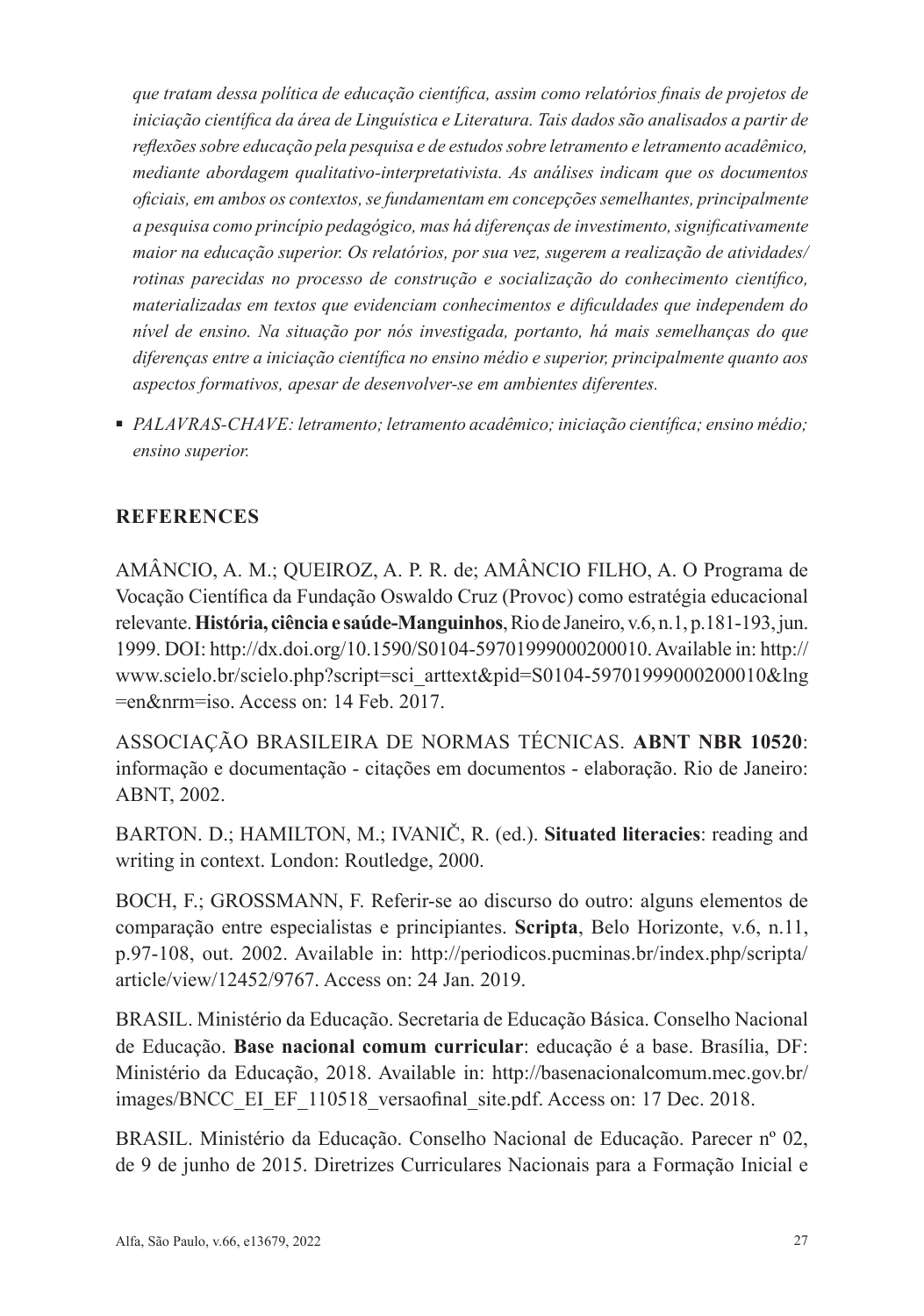*que tratam dessa política de educação científica, assim como relatórios finais de projetos de iniciação científica da área de Linguística e Literatura. Tais dados são analisados a partir de reflexões sobre educação pela pesquisa e de estudos sobre letramento e letramento acadêmico, mediante abordagem qualitativo-interpretativista. As análises indicam que os documentos oficiais, em ambos os contextos, se fundamentam em concepções semelhantes, principalmente a pesquisa como princípio pedagógico, mas há diferenças de investimento, significativamente maior na educação superior. Os relatórios, por sua vez, sugerem a realização de atividades/ rotinas parecidas no processo de construção e socialização do conhecimento científico, materializadas em textos que evidenciam conhecimentos e dificuldades que independem do nível de ensino. Na situação por nós investigada, portanto, há mais semelhanças do que diferenças entre a iniciação científica no ensino médio e superior, principalmente quanto aos aspectos formativos, apesar de desenvolver-se em ambientes diferentes.*

- *PALAVRAS-CHAVE: letramento; letramento acadêmico; iniciação científica; ensino médio; ensino superior.*

## REFERENCES

AMÂNCIO, A. M.; QUEIROZ, A. P. R. de; AMÂNCIO FILHO, A. O Programa de Vocação Científica da Fundação Oswaldo Cruz (Provoc) como estratégia educacional relevante. **História, ciência e saúde-Manguinhos**, Rio de Janeiro, v.6, n.1, p.181-193, jun. 1999. DOI: http://dx.doi.org/10.1590/S0104-59701999000200010. Available in: http://www.scielo.br/scielo.php?script=sci_arttext&pid=S0104-59701999000200010&lng=en&nrm=iso. Access on: 14 Feb. 2017.

ASSOCIAÇÃO BRASILEIRA DE NORMAS TÉCNICAS. **ABNT NBR 10520**: informação e documentação - citações em documentos - elaboração. Rio de Janeiro: ABNT, 2002.

BARTON. D.; HAMILTON, M.; IVANIČ, R. (ed.). **Situated literacies**: reading and writing in context. London: Routledge, 2000.

BOCH, F.; GROSSMANN, F. Referir-se ao discurso do outro: alguns elementos de comparação entre especialistas e principiantes. **Scripta**, Belo Horizonte, v.6, n.11, p.97-108, out. 2002. Available in: http://periodicos.pucminas.br/index.php/scripta/article/view/12452/9767. Access on: 24 Jan. 2019.

BRASIL. Ministério da Educação. Secretaria de Educação Básica. Conselho Nacional de Educação. **Base nacional comum curricular**: educação é a base. Brasília, DF: Ministério da Educação, 2018. Available in: http://basenacionalcomum.mec.gov.br/images/BNCC_EI_EF_110518_versaofinal_site.pdf. Access on: 17 Dec. 2018.

BRASIL. Ministério da Educação. Conselho Nacional de Educação. Parecer nº 02, de 9 de junho de 2015. Diretrizes Curriculares Nacionais para a Formação Inicial e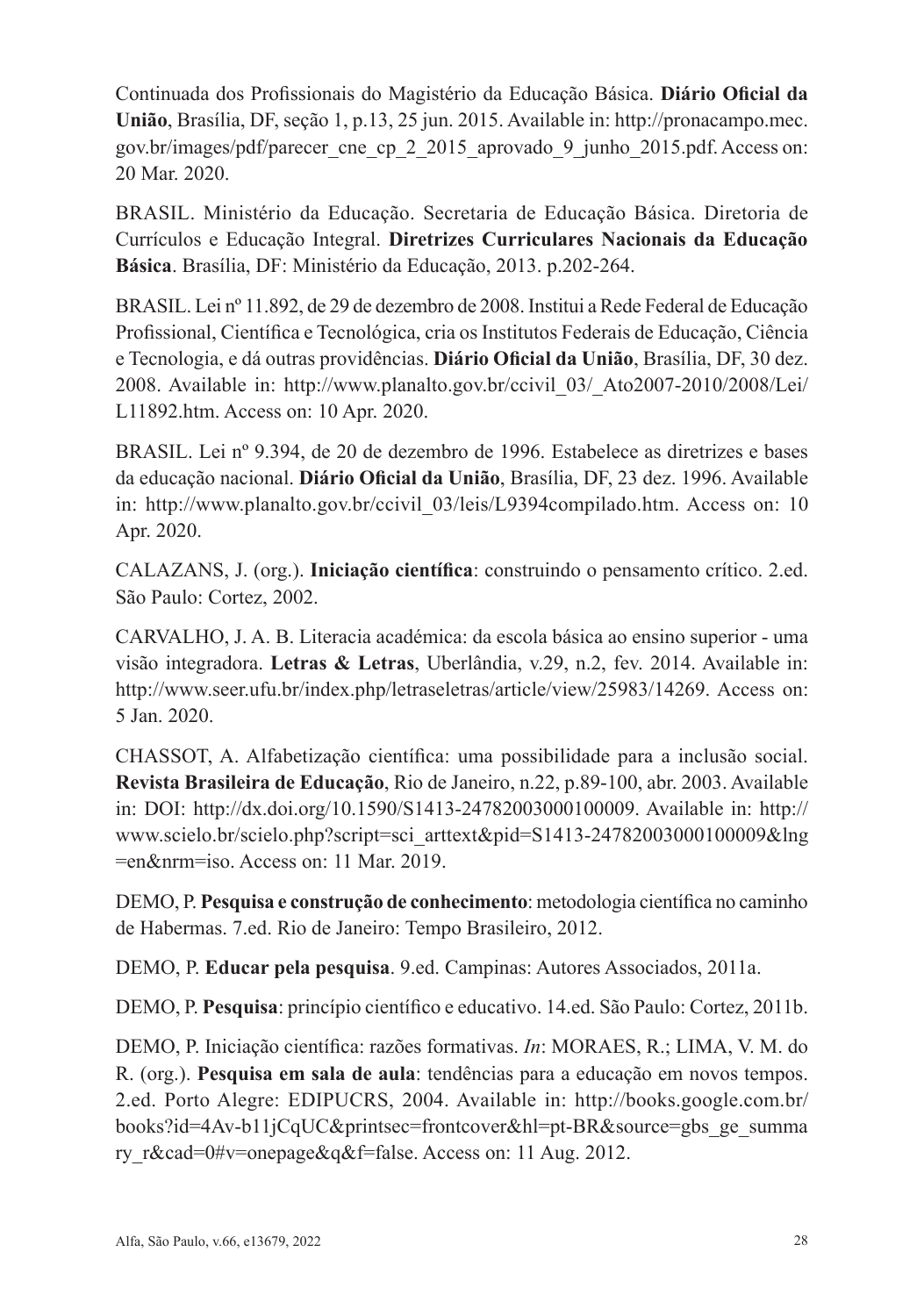Continuada dos Profissionais do Magistério da Educação Básica. **Diário Oficial da União**, Brasília, DF, seção 1, p.13, 25 jun. 2015. Available in: http://pronacampo.mec.gov.br/images/pdf/parecer_cne_cp_2_2015_aprovado_9_junho_2015.pdf. Access on: 20 Mar. 2020.

BRASIL. Ministério da Educação. Secretaria de Educação Básica. Diretoria de Currículos e Educação Integral. **Diretrizes Curriculares Nacionais da Educação Básica**. Brasília, DF: Ministério da Educação, 2013. p.202-264.

BRASIL. Lei nº 11.892, de 29 de dezembro de 2008. Institui a Rede Federal de Educação Profissional, Científica e Tecnológica, cria os Institutos Federais de Educação, Ciência e Tecnologia, e dá outras providências. **Diário Oficial da União**, Brasília, DF, 30 dez. 2008. Available in: http://www.planalto.gov.br/ccivil_03/_Ato2007-2010/2008/Lei/L11892.htm. Access on: 10 Apr. 2020.

BRASIL. Lei nº 9.394, de 20 de dezembro de 1996. Estabelece as diretrizes e bases da educação nacional. **Diário Oficial da União**, Brasília, DF, 23 dez. 1996. Available in: http://www.planalto.gov.br/ccivil_03/leis/L9394compilado.htm. Access on: 10 Apr. 2020.

CALAZANS, J. (org.). **Iniciação científica**: construindo o pensamento crítico. 2.ed. São Paulo: Cortez, 2002.

CARVALHO, J. A. B. Literacia académica: da escola básica ao ensino superior - uma visão integradora. **Letras & Letras**, Uberlândia, v.29, n.2, fev. 2014. Available in: http://www.seer.ufu.br/index.php/letraseletras/article/view/25983/14269. Access on: 5 Jan. 2020.

CHASSOT, A. Alfabetização científica: uma possibilidade para a inclusão social. **Revista Brasileira de Educação**, Rio de Janeiro, n.22, p.89-100, abr. 2003. Available in: DOI: http://dx.doi.org/10.1590/S1413-24782003000100009. Available in: http://www.scielo.br/scielo.php?script=sci_arttext&pid=S1413-24782003000100009&lng=en&nrm=iso. Access on: 11 Mar. 2019.

DEMO, P. **Pesquisa e construção de conhecimento**: metodologia científica no caminho de Habermas. 7.ed. Rio de Janeiro: Tempo Brasileiro, 2012.

DEMO, P. **Educar pela pesquisa**. 9.ed. Campinas: Autores Associados, 2011a.

DEMO, P. **Pesquisa**: princípio científico e educativo. 14.ed. São Paulo: Cortez, 2011b.

DEMO, P. Iniciação científica: razões formativas. *In*: MORAES, R.; LIMA, V. M. do R. (org.). **Pesquisa em sala de aula**: tendências para a educação em novos tempos. 2.ed. Porto Alegre: EDIPUCRS, 2004. Available in: http://books.google.com.br/books?id=4Av-b11jCqUC&printsec=frontcover&hl=pt-BR&source=gbs_ge_summary_r&cad=0#v=onepage&q&f=false. Access on: 11 Aug. 2012.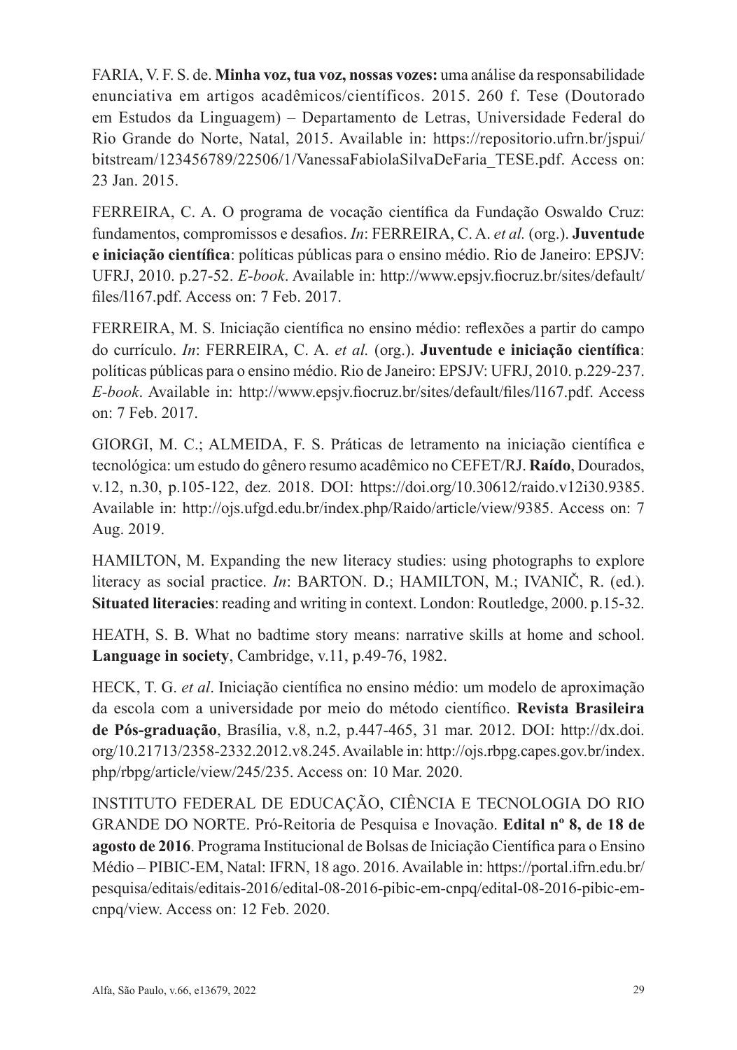FARIA, V. F. S. de. **Minha voz, tua voz, nossas vozes:** uma análise da responsabilidade enunciativa em artigos acadêmicos/científicos. 2015. 260 f. Tese (Doutorado em Estudos da Linguagem) – Departamento de Letras, Universidade Federal do Rio Grande do Norte, Natal, 2015. Available in: https://repositorio.ufrn.br/jspui/bitstream/123456789/22506/1/VanessaFabiolaSilvaDeFaria_TESE.pdf. Access on: 23 Jan. 2015.

FERREIRA, C. A. O programa de vocação científica da Fundação Oswaldo Cruz: fundamentos, compromissos e desafios. *In*: FERREIRA, C. A. *et al.* (org.). **Juventude e iniciação científica**: políticas públicas para o ensino médio. Rio de Janeiro: EPSJV: UFRJ, 2010. p.27-52. *E-book*. Available in: http://www.epsjv.fiocruz.br/sites/default/files/l167.pdf. Access on: 7 Feb. 2017.

FERREIRA, M. S. Iniciação científica no ensino médio: reflexões a partir do campo do currículo. *In*: FERREIRA, C. A. *et al.* (org.). **Juventude e iniciação científica**: políticas públicas para o ensino médio. Rio de Janeiro: EPSJV: UFRJ, 2010. p.229-237. *E-book*. Available in: http://www.epsjv.fiocruz.br/sites/default/files/l167.pdf. Access on: 7 Feb. 2017.

GIORGI, M. C.; ALMEIDA, F. S. Práticas de letramento na iniciação científica e tecnológica: um estudo do gênero resumo acadêmico no CEFET/RJ. **Raído**, Dourados, v.12, n.30, p.105-122, dez. 2018. DOI: https://doi.org/10.30612/raido.v12i30.9385. Available in: http://ojs.ufgd.edu.br/index.php/Raido/article/view/9385. Access on: 7 Aug. 2019.

HAMILTON, M. Expanding the new literacy studies: using photographs to explore literacy as social practice. *In*: BARTON. D.; HAMILTON, M.; IVANIČ, R. (ed.). **Situated literacies**: reading and writing in context. London: Routledge, 2000. p.15-32.

HEATH, S. B. What no badtime story means: narrative skills at home and school. **Language in society**, Cambridge, v.11, p.49-76, 1982.

HECK, T. G. *et al*. Iniciação científica no ensino médio: um modelo de aproximação da escola com a universidade por meio do método científico. **Revista Brasileira de Pós-graduação**, Brasília, v.8, n.2, p.447-465, 31 mar. 2012. DOI: http://dx.doi.org/10.21713/2358-2332.2012.v8.245. Available in: http://ojs.rbpg.capes.gov.br/index.php/rbpg/article/view/245/235. Access on: 10 Mar. 2020.

INSTITUTO FEDERAL DE EDUCAÇÃO, CIÊNCIA E TECNOLOGIA DO RIO GRANDE DO NORTE. Pró-Reitoria de Pesquisa e Inovação. **Edital nº 8, de 18 de agosto de 2016**. Programa Institucional de Bolsas de Iniciação Científica para o Ensino Médio – PIBIC-EM, Natal: IFRN, 18 ago. 2016. Available in: https://portal.ifrn.edu.br/pesquisa/editais/editais-2016/edital-08-2016-pibic-em-cnpq/edital-08-2016-pibic-em-cnpq/view. Access on: 12 Feb. 2020.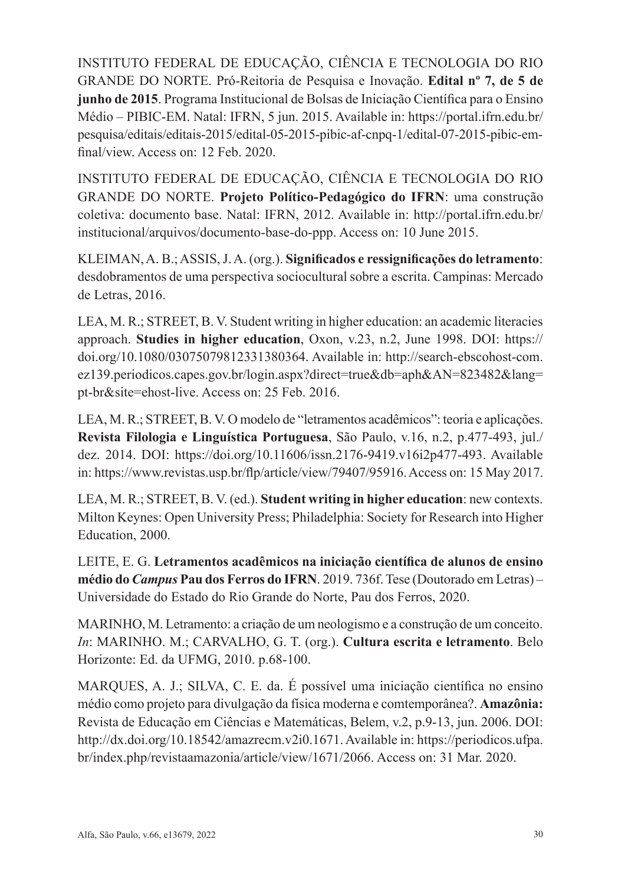INSTITUTO FEDERAL DE EDUCAÇÃO, CIÊNCIA E TECNOLOGIA DO RIO GRANDE DO NORTE. Pró-Reitoria de Pesquisa e Inovação. **Edital nº 7, de 5 de junho de 2015**. Programa Institucional de Bolsas de Iniciação Científica para o Ensino Médio – PIBIC-EM. Natal: IFRN, 5 jun. 2015. Available in: https://portal.ifrn.edu.br/pesquisa/editais/editais-2015/edital-05-2015-pibic-af-cnpq-1/edital-07-2015-pibic-em-final/view. Access on: 12 Feb. 2020.

INSTITUTO FEDERAL DE EDUCAÇÃO, CIÊNCIA E TECNOLOGIA DO RIO GRANDE DO NORTE. **Projeto Político-Pedagógico do IFRN**: uma construção coletiva: documento base. Natal: IFRN, 2012. Available in: http://portal.ifrn.edu.br/institucional/arquivos/documento-base-do-ppp. Access on: 10 June 2015.

KLEIMAN, A. B.; ASSIS, J. A. (org.). **Significados e ressignificações do letramento**: desdobramentos de uma perspectiva sociocultural sobre a escrita. Campinas: Mercado de Letras, 2016.

LEA, M. R.; STREET, B. V. Student writing in higher education: an academic literacies approach. **Studies in higher education**, Oxon, v.23, n.2, June 1998. DOI: https://doi.org/10.1080/03075079812331380364. Available in: http://search-ebscohost-com.ez139.periodicos.capes.gov.br/login.aspx?direct=true&db=aph&AN=823482&lang=pt-br&site=ehost-live. Access on: 25 Feb. 2016.

LEA, M. R.; STREET, B. V. O modelo de "letramentos acadêmicos": teoria e aplicações. **Revista Filologia e Linguística Portuguesa**, São Paulo, v.16, n.2, p.477-493, jul./dez. 2014. DOI: https://doi.org/10.11606/issn.2176-9419.v16i2p477-493. Available in: https://www.revistas.usp.br/flp/article/view/79407/95916. Access on: 15 May 2017.

LEA, M. R.; STREET, B. V. (ed.). **Student writing in higher education**: new contexts. Milton Keynes: Open University Press; Philadelphia: Society for Research into Higher Education, 2000.

LEITE, E. G. **Letramentos acadêmicos na iniciação científica de alunos de ensino médio do *Campus* Pau dos Ferros do IFRN**. 2019. 736f. Tese (Doutorado em Letras) – Universidade do Estado do Rio Grande do Norte, Pau dos Ferros, 2020.

MARINHO, M. Letramento: a criação de um neologismo e a construção de um conceito. *In*: MARINHO. M.; CARVALHO, G. T. (org.). **Cultura escrita e letramento**. Belo Horizonte: Ed. da UFMG, 2010. p.68-100.

MARQUES, A. J.; SILVA, C. E. da. É possível uma iniciação científica no ensino médio como projeto para divulgação da física moderna e comtemporânea?. **Amazônia:** Revista de Educação em Ciências e Matemáticas, Belem, v.2, p.9-13, jun. 2006. DOI: http://dx.doi.org/10.18542/amazrecm.v2i0.1671. Available in: https://periodicos.ufpa.br/index.php/revistaamazonia/article/view/1671/2066. Access on: 31 Mar. 2020.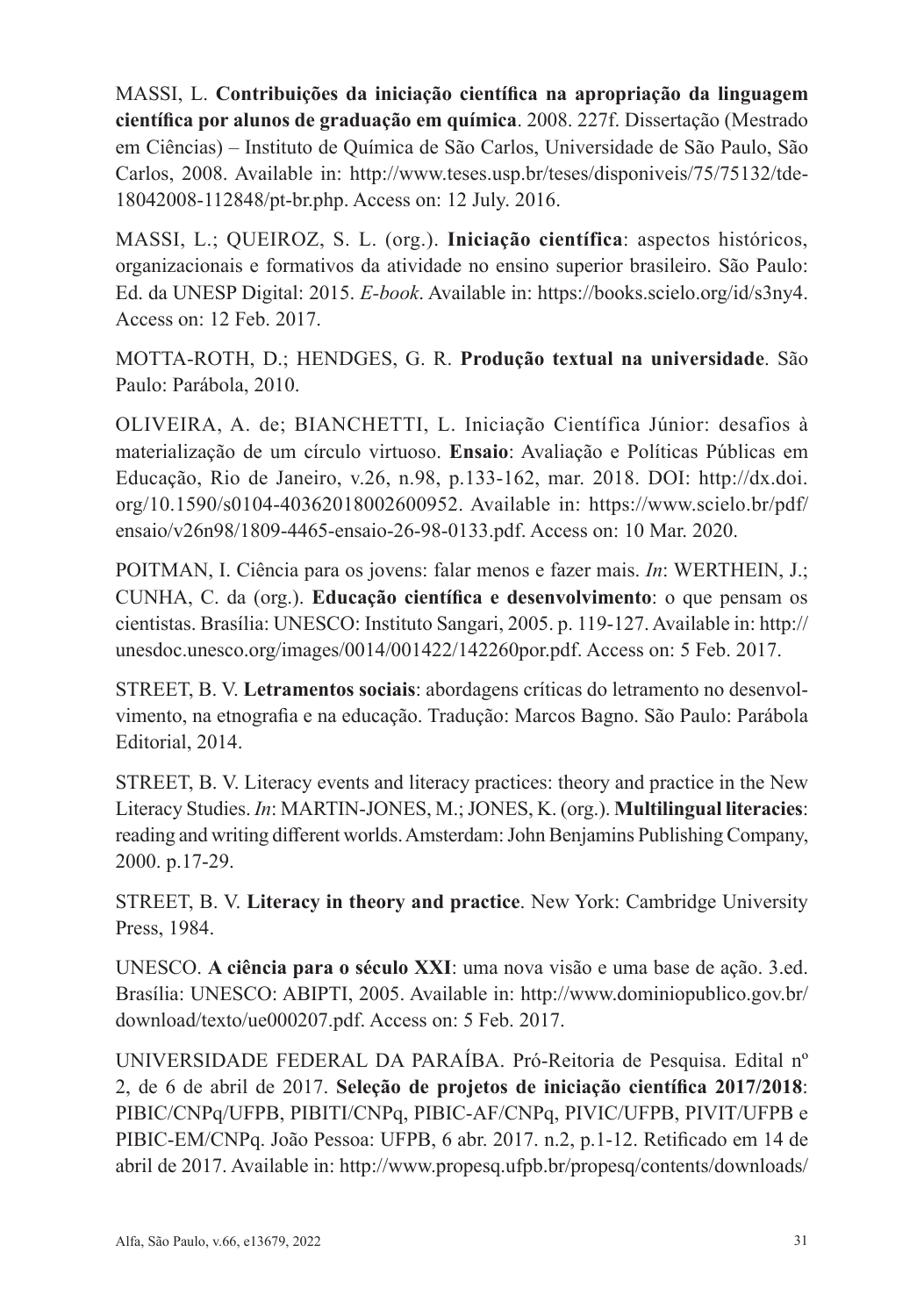MASSI, L. **Contribuições da iniciação científica na apropriação da linguagem científica por alunos de graduação em química**. 2008. 227f. Dissertação (Mestrado em Ciências) – Instituto de Química de São Carlos, Universidade de São Paulo, São Carlos, 2008. Available in: http://www.teses.usp.br/teses/disponiveis/75/75132/tde-18042008-112848/pt-br.php. Access on: 12 July. 2016.

MASSI, L.; QUEIROZ, S. L. (org.). **Iniciação científica**: aspectos históricos, organizacionais e formativos da atividade no ensino superior brasileiro. São Paulo: Ed. da UNESP Digital: 2015. *E-book*. Available in: https://books.scielo.org/id/s3ny4. Access on: 12 Feb. 2017.

MOTTA-ROTH, D.; HENDGES, G. R. **Produção textual na universidade**. São Paulo: Parábola, 2010.

OLIVEIRA, A. de; BIANCHETTI, L. Iniciação Científica Júnior: desafios à materialização de um círculo virtuoso. **Ensaio**: Avaliação e Políticas Públicas em Educação, Rio de Janeiro, v.26, n.98, p.133-162, mar. 2018. DOI: http://dx.doi.org/10.1590/s0104-40362018002600952. Available in: https://www.scielo.br/pdf/ensaio/v26n98/1809-4465-ensaio-26-98-0133.pdf. Access on: 10 Mar. 2020.

POITMAN, I. Ciência para os jovens: falar menos e fazer mais. *In*: WERTHEIN, J.; CUNHA, C. da (org.). **Educação científica e desenvolvimento**: o que pensam os cientistas. Brasília: UNESCO: Instituto Sangari, 2005. p. 119-127. Available in: http://unesdoc.unesco.org/images/0014/001422/142260por.pdf. Access on: 5 Feb. 2017.

STREET, B. V. **Letramentos sociais**: abordagens críticas do letramento no desenvolvimento, na etnografia e na educação. Tradução: Marcos Bagno. São Paulo: Parábola Editorial, 2014.

STREET, B. V. Literacy events and literacy practices: theory and practice in the New Literacy Studies. *In*: MARTIN-JONES, M.; JONES, K. (org.). **Multilingual literacies**: reading and writing different worlds. Amsterdam: John Benjamins Publishing Company, 2000. p.17-29.

STREET, B. V. **Literacy in theory and practice**. New York: Cambridge University Press, 1984.

UNESCO. **A ciência para o século XXI**: uma nova visão e uma base de ação. 3.ed. Brasília: UNESCO: ABIPTI, 2005. Available in: http://www.dominiopublico.gov.br/download/texto/ue000207.pdf. Access on: 5 Feb. 2017.

UNIVERSIDADE FEDERAL DA PARAÍBA. Pró-Reitoria de Pesquisa. Edital nº 2, de 6 de abril de 2017. **Seleção de projetos de iniciação científica 2017/2018**: PIBIC/CNPq/UFPB, PIBITI/CNPq, PIBIC-AF/CNPq, PIVIC/UFPB, PIVIT/UFPB e PIBIC-EM/CNPq. João Pessoa: UFPB, 6 abr. 2017. n.2, p.1-12. Retificado em 14 de abril de 2017. Available in: http://www.propesq.ufpb.br/propesq/contents/downloads/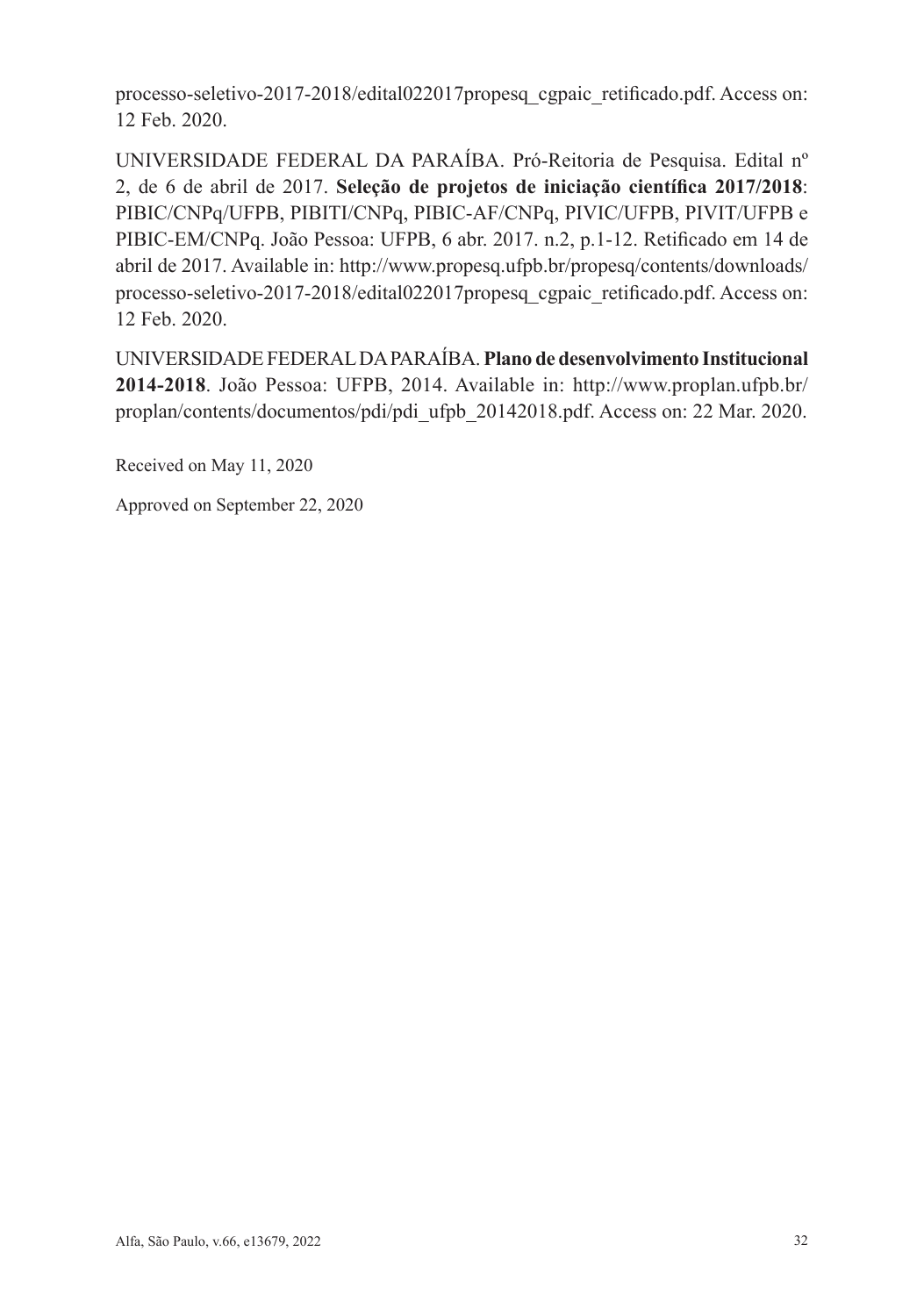processo-seletivo-2017-2018/edital022017propesq_cgpaic_retificado.pdf. Access on: 12 Feb. 2020.

UNIVERSIDADE FEDERAL DA PARAÍBA. Pró-Reitoria de Pesquisa. Edital nº 2, de 6 de abril de 2017. **Seleção de projetos de iniciação científica 2017/2018**: PIBIC/CNPq/UFPB, PIBITI/CNPq, PIBIC-AF/CNPq, PIVIC/UFPB, PIVIT/UFPB e PIBIC-EM/CNPq. João Pessoa: UFPB, 6 abr. 2017. n.2, p.1-12. Retificado em 14 de abril de 2017. Available in: http://www.propesq.ufpb.br/propesq/contents/downloads/processo-seletivo-2017-2018/edital022017propesq_cgpaic_retificado.pdf. Access on: 12 Feb. 2020.

UNIVERSIDADE FEDERAL DA PARAÍBA. **Plano de desenvolvimento Institucional 2014-2018**. João Pessoa: UFPB, 2014. Available in: http://www.proplan.ufpb.br/proplan/contents/documentos/pdi/pdi_ufpb_20142018.pdf. Access on: 22 Mar. 2020.

Received on May 11, 2020

Approved on September 22, 2020